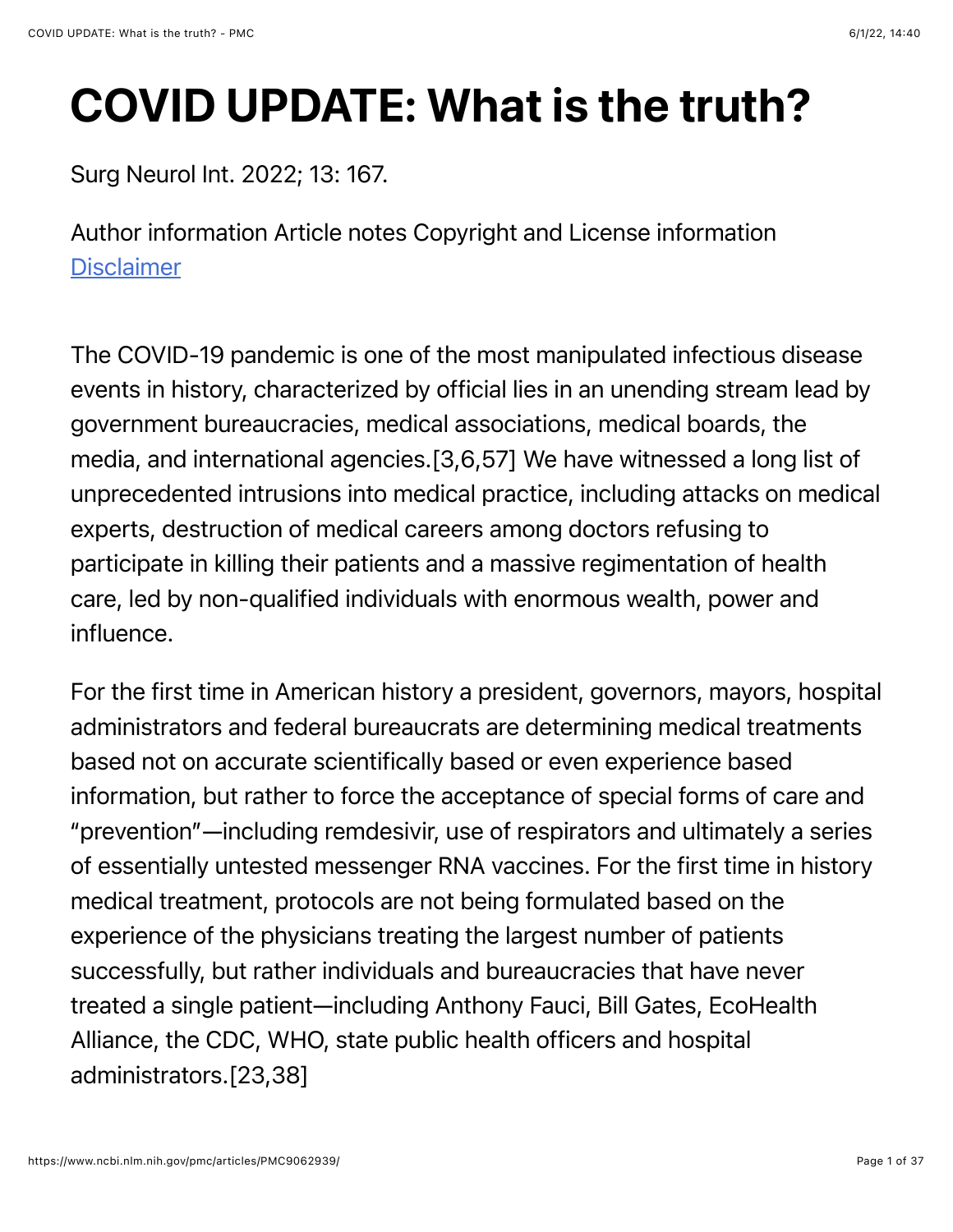# COVID UPDATE: What is the truth?

Surg Neurol Int. 2022; 13: 167.

Author information Article notes Copyright and License information [Disclaimer]

The COVID-19 pandemic is one of the most manipulated infectious disease events in history, characterized by official lies in an unending stream lead by government bureaucracies, medical associations, medical boards, the media, and international agencies.[3,6,57] We have witnessed a long list of unprecedented intrusions into medical practice, including attacks on medical experts, destruction of medical careers among doctors refusing to participate in killing their patients and a massive regimentation of health care, led by non-qualified individuals with enormous wealth, power and influence.

For the first time in American history a president, governors, mayors, hospital administrators and federal bureaucrats are determining medical treatments based not on accurate scientifically based or even experience based information, but rather to force the acceptance of special forms of care and "prevention"—including remdesivir, use of respirators and ultimately a series of essentially untested messenger RNA vaccines. For the first time in history medical treatment, protocols are not being formulated based on the experience of the physicians treating the largest number of patients successfully, but rather individuals and bureaucracies that have never treated a single patient—including Anthony Fauci, Bill Gates, EcoHealth Alliance, the CDC, WHO, state public health officers and hospital administrators.[23,38]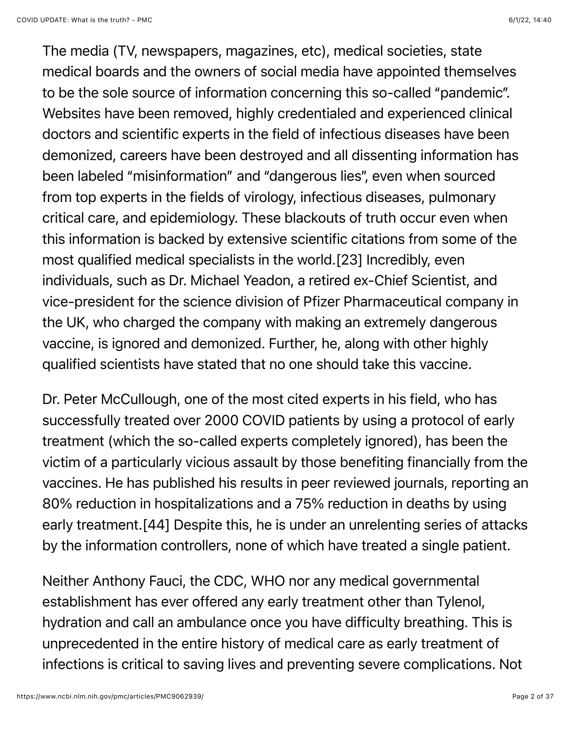The media (TV, newspapers, magazines, etc), medical societies, state medical boards and the owners of social media have appointed themselves to be the sole source of information concerning this so-called "pandemic". Websites have been removed, highly credentialed and experienced clinical doctors and scientific experts in the field of infectious diseases have been demonized, careers have been destroyed and all dissenting information has been labeled "misinformation" and "dangerous lies", even when sourced from top experts in the fields of virology, infectious diseases, pulmonary critical care, and epidemiology. These blackouts of truth occur even when this information is backed by extensive scientific citations from some of the most qualified medical specialists in the world.[23] Incredibly, even individuals, such as Dr. Michael Yeadon, a retired ex-Chief Scientist, and vice-president for the science division of Pfizer Pharmaceutical company in the UK, who charged the company with making an extremely dangerous vaccine, is ignored and demonized. Further, he, along with other highly qualified scientists have stated that no one should take this vaccine.

Dr. Peter McCullough, one of the most cited experts in his field, who has successfully treated over 2000 COVID patients by using a protocol of early treatment (which the so-called experts completely ignored), has been the victim of a particularly vicious assault by those benefiting financially from the vaccines. He has published his results in peer reviewed journals, reporting an 80% reduction in hospitalizations and a 75% reduction in deaths by using early treatment.[44] Despite this, he is under an unrelenting series of attacks by the information controllers, none of which have treated a single patient.

Neither Anthony Fauci, the CDC, WHO nor any medical governmental establishment has ever offered any early treatment other than Tylenol, hydration and call an ambulance once you have difficulty breathing. This is unprecedented in the entire history of medical care as early treatment of infections is critical to saving lives and preventing severe complications. Not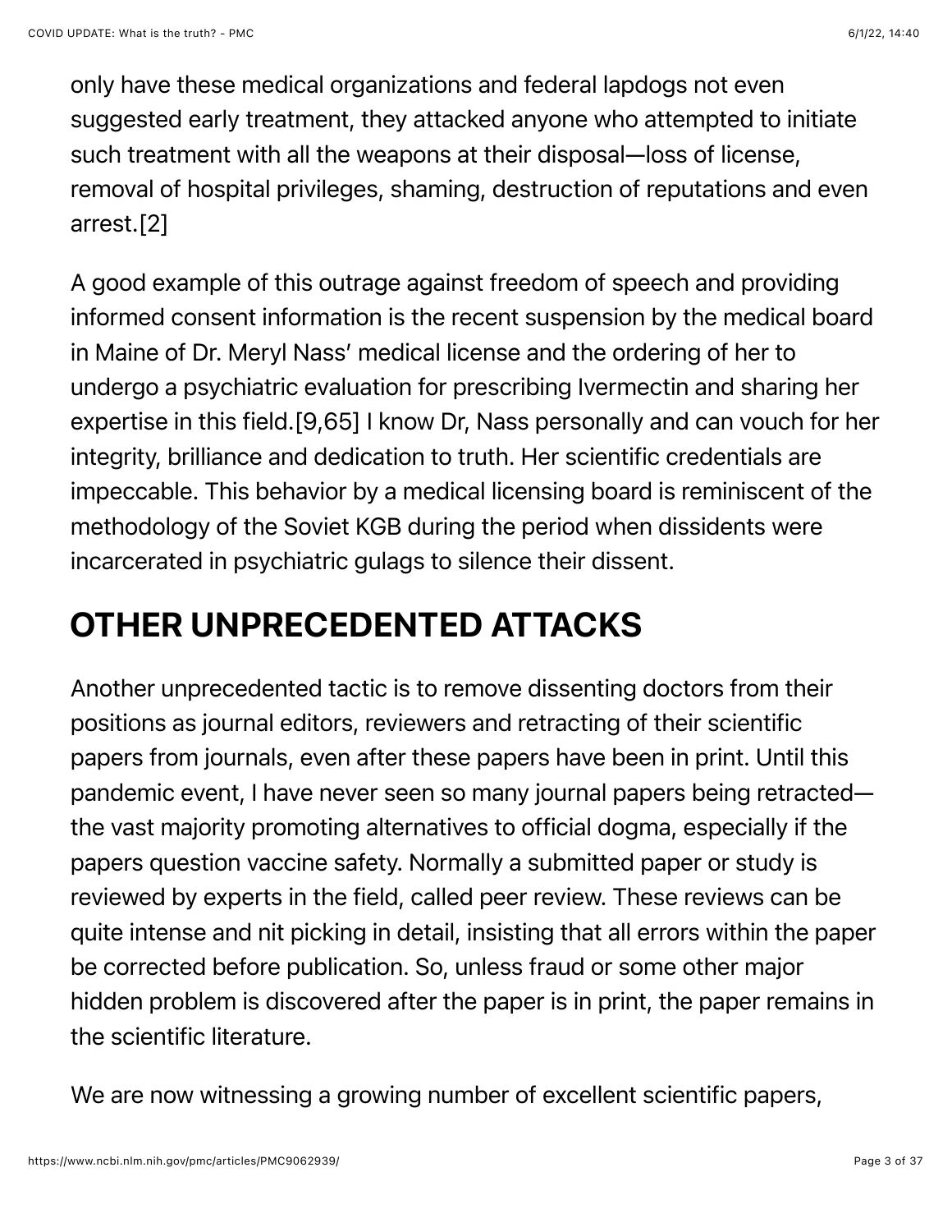only have these medical organizations and federal lapdogs not even suggested early treatment, they attacked anyone who attempted to initiate such treatment with all the weapons at their disposal—loss of license, removal of hospital privileges, shaming, destruction of reputations and even arrest.[2]

A good example of this outrage against freedom of speech and providing informed consent information is the recent suspension by the medical board in Maine of Dr. Meryl Nass' medical license and the ordering of her to undergo a psychiatric evaluation for prescribing Ivermectin and sharing her expertise in this field.[9,65] I know Dr, Nass personally and can vouch for her integrity, brilliance and dedication to truth. Her scientific credentials are impeccable. This behavior by a medical licensing board is reminiscent of the methodology of the Soviet KGB during the period when dissidents were incarcerated in psychiatric gulags to silence their dissent.

## OTHER UNPRECEDENTED ATTACKS

Another unprecedented tactic is to remove dissenting doctors from their positions as journal editors, reviewers and retracting of their scientific papers from journals, even after these papers have been in print. Until this pandemic event, I have never seen so many journal papers being retracted—the vast majority promoting alternatives to official dogma, especially if the papers question vaccine safety. Normally a submitted paper or study is reviewed by experts in the field, called peer review. These reviews can be quite intense and nit picking in detail, insisting that all errors within the paper be corrected before publication. So, unless fraud or some other major hidden problem is discovered after the paper is in print, the paper remains in the scientific literature.

We are now witnessing a growing number of excellent scientific papers,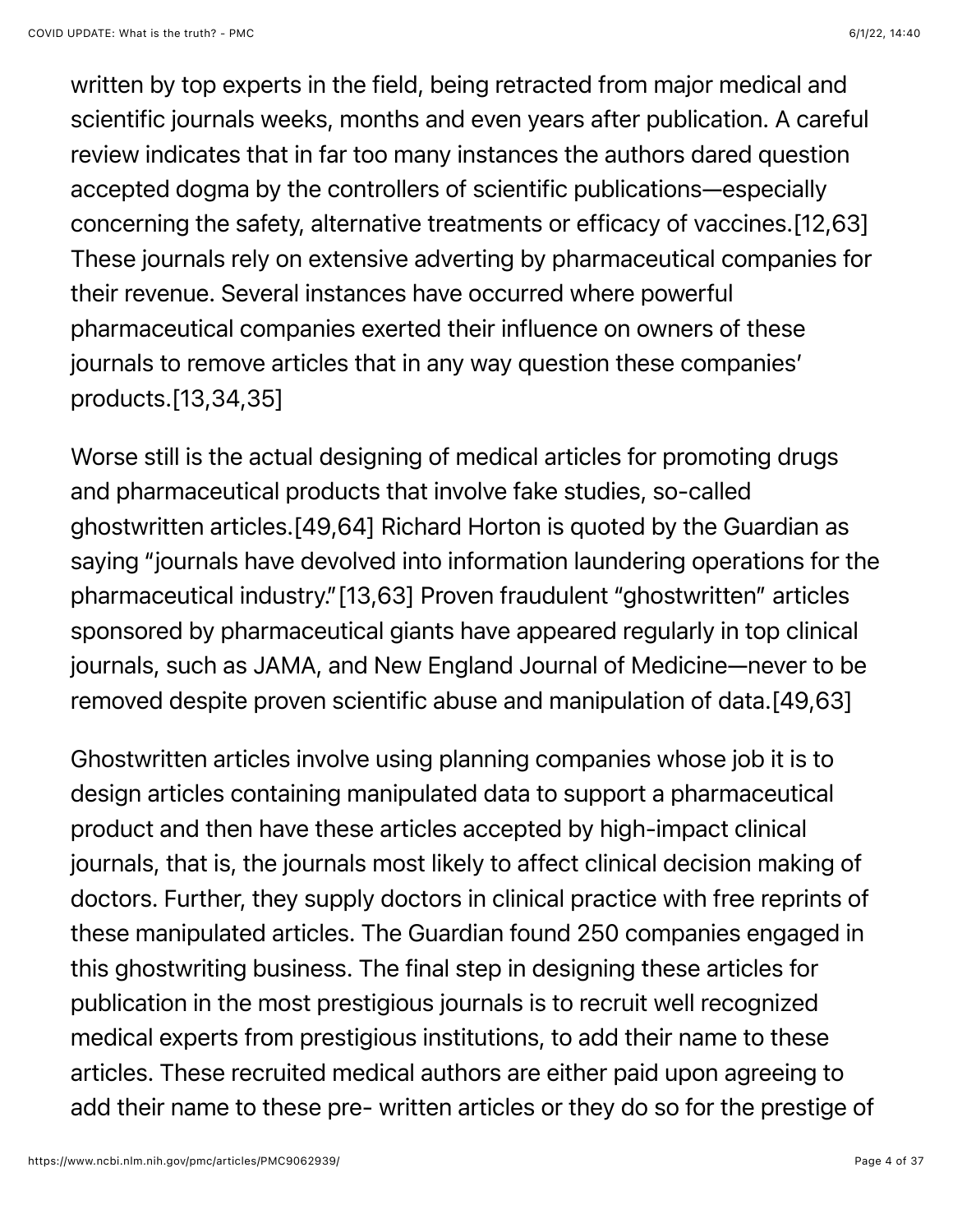written by top experts in the field, being retracted from major medical and scientific journals weeks, months and even years after publication. A careful review indicates that in far too many instances the authors dared question accepted dogma by the controllers of scientific publications—especially concerning the safety, alternative treatments or efficacy of vaccines.[12,63] These journals rely on extensive adverting by pharmaceutical companies for their revenue. Several instances have occurred where powerful pharmaceutical companies exerted their influence on owners of these journals to remove articles that in any way question these companies' products.[13,34,35]

Worse still is the actual designing of medical articles for promoting drugs and pharmaceutical products that involve fake studies, so-called ghostwritten articles.[49,64] Richard Horton is quoted by the Guardian as saying "journals have devolved into information laundering operations for the pharmaceutical industry."[13,63] Proven fraudulent "ghostwritten" articles sponsored by pharmaceutical giants have appeared regularly in top clinical journals, such as JAMA, and New England Journal of Medicine—never to be removed despite proven scientific abuse and manipulation of data.[49,63]

Ghostwritten articles involve using planning companies whose job it is to design articles containing manipulated data to support a pharmaceutical product and then have these articles accepted by high-impact clinical journals, that is, the journals most likely to affect clinical decision making of doctors. Further, they supply doctors in clinical practice with free reprints of these manipulated articles. The Guardian found 250 companies engaged in this ghostwriting business. The final step in designing these articles for publication in the most prestigious journals is to recruit well recognized medical experts from prestigious institutions, to add their name to these articles. These recruited medical authors are either paid upon agreeing to add their name to these pre- written articles or they do so for the prestige of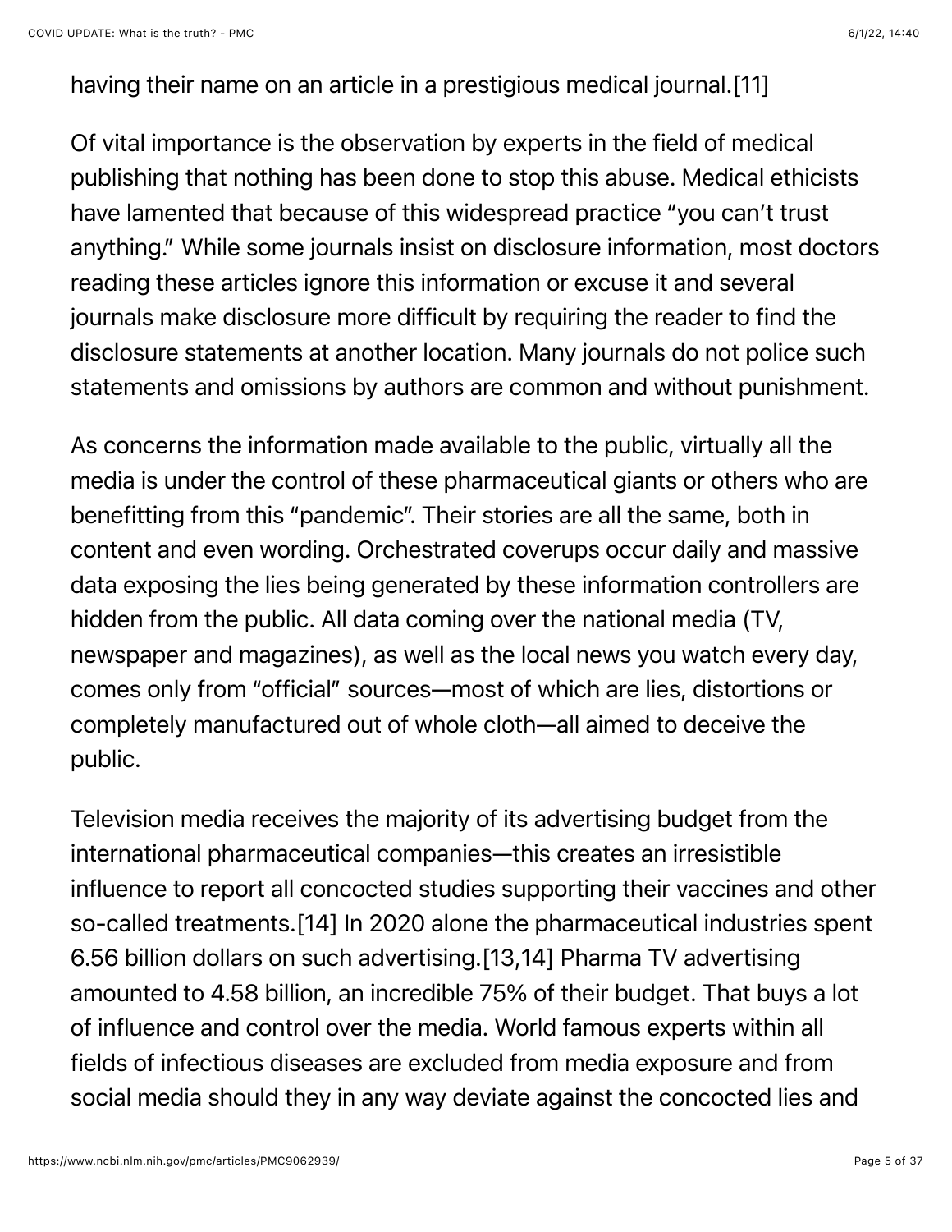having their name on an article in a prestigious medical journal.[11]

Of vital importance is the observation by experts in the field of medical publishing that nothing has been done to stop this abuse. Medical ethicists have lamented that because of this widespread practice "you can't trust anything." While some journals insist on disclosure information, most doctors reading these articles ignore this information or excuse it and several journals make disclosure more difficult by requiring the reader to find the disclosure statements at another location. Many journals do not police such statements and omissions by authors are common and without punishment.

As concerns the information made available to the public, virtually all the media is under the control of these pharmaceutical giants or others who are benefitting from this "pandemic". Their stories are all the same, both in content and even wording. Orchestrated coverups occur daily and massive data exposing the lies being generated by these information controllers are hidden from the public. All data coming over the national media (TV, newspaper and magazines), as well as the local news you watch every day, comes only from "official" sources—most of which are lies, distortions or completely manufactured out of whole cloth—all aimed to deceive the public.

Television media receives the majority of its advertising budget from the international pharmaceutical companies—this creates an irresistible influence to report all concocted studies supporting their vaccines and other so-called treatments.[14] In 2020 alone the pharmaceutical industries spent 6.56 billion dollars on such advertising.[13,14] Pharma TV advertising amounted to 4.58 billion, an incredible 75% of their budget. That buys a lot of influence and control over the media. World famous experts within all fields of infectious diseases are excluded from media exposure and from social media should they in any way deviate against the concocted lies and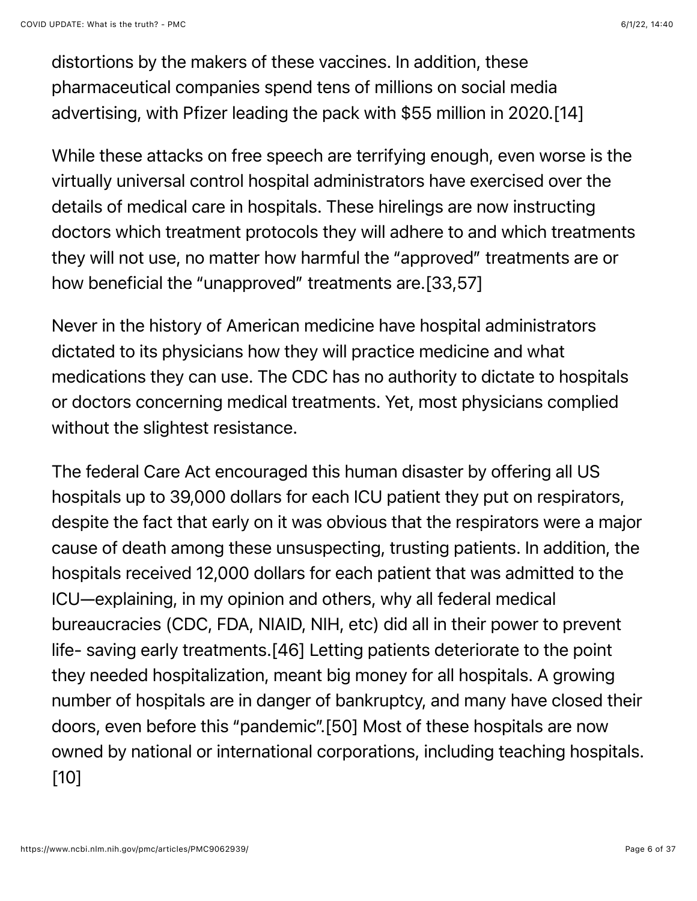distortions by the makers of these vaccines. In addition, these pharmaceutical companies spend tens of millions on social media advertising, with Pfizer leading the pack with $55 million in 2020.[14]

While these attacks on free speech are terrifying enough, even worse is the virtually universal control hospital administrators have exercised over the details of medical care in hospitals. These hirelings are now instructing doctors which treatment protocols they will adhere to and which treatments they will not use, no matter how harmful the "approved" treatments are or how beneficial the "unapproved" treatments are.[33,57]

Never in the history of American medicine have hospital administrators dictated to its physicians how they will practice medicine and what medications they can use. The CDC has no authority to dictate to hospitals or doctors concerning medical treatments. Yet, most physicians complied without the slightest resistance.

The federal Care Act encouraged this human disaster by offering all US hospitals up to 39,000 dollars for each ICU patient they put on respirators, despite the fact that early on it was obvious that the respirators were a major cause of death among these unsuspecting, trusting patients. In addition, the hospitals received 12,000 dollars for each patient that was admitted to the ICU—explaining, in my opinion and others, why all federal medical bureaucracies (CDC, FDA, NIAID, NIH, etc) did all in their power to prevent life- saving early treatments.[46] Letting patients deteriorate to the point they needed hospitalization, meant big money for all hospitals. A growing number of hospitals are in danger of bankruptcy, and many have closed their doors, even before this "pandemic".[50] Most of these hospitals are now owned by national or international corporations, including teaching hospitals.[10]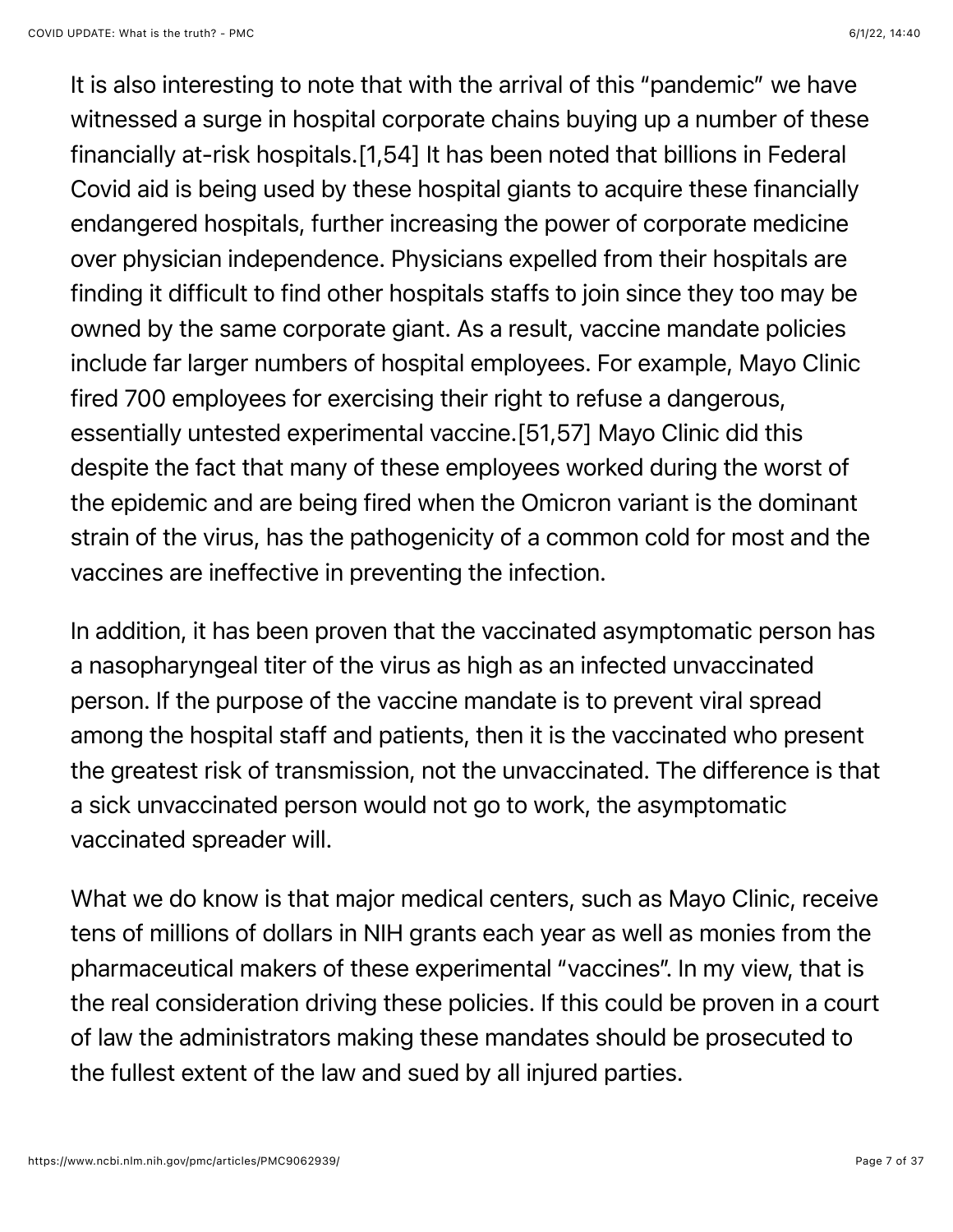It is also interesting to note that with the arrival of this "pandemic" we have witnessed a surge in hospital corporate chains buying up a number of these financially at-risk hospitals.[1,54] It has been noted that billions in Federal Covid aid is being used by these hospital giants to acquire these financially endangered hospitals, further increasing the power of corporate medicine over physician independence. Physicians expelled from their hospitals are finding it difficult to find other hospitals staffs to join since they too may be owned by the same corporate giant. As a result, vaccine mandate policies include far larger numbers of hospital employees. For example, Mayo Clinic fired 700 employees for exercising their right to refuse a dangerous, essentially untested experimental vaccine.[51,57] Mayo Clinic did this despite the fact that many of these employees worked during the worst of the epidemic and are being fired when the Omicron variant is the dominant strain of the virus, has the pathogenicity of a common cold for most and the vaccines are ineffective in preventing the infection.

In addition, it has been proven that the vaccinated asymptomatic person has a nasopharyngeal titer of the virus as high as an infected unvaccinated person. If the purpose of the vaccine mandate is to prevent viral spread among the hospital staff and patients, then it is the vaccinated who present the greatest risk of transmission, not the unvaccinated. The difference is that a sick unvaccinated person would not go to work, the asymptomatic vaccinated spreader will.

What we do know is that major medical centers, such as Mayo Clinic, receive tens of millions of dollars in NIH grants each year as well as monies from the pharmaceutical makers of these experimental "vaccines". In my view, that is the real consideration driving these policies. If this could be proven in a court of law the administrators making these mandates should be prosecuted to the fullest extent of the law and sued by all injured parties.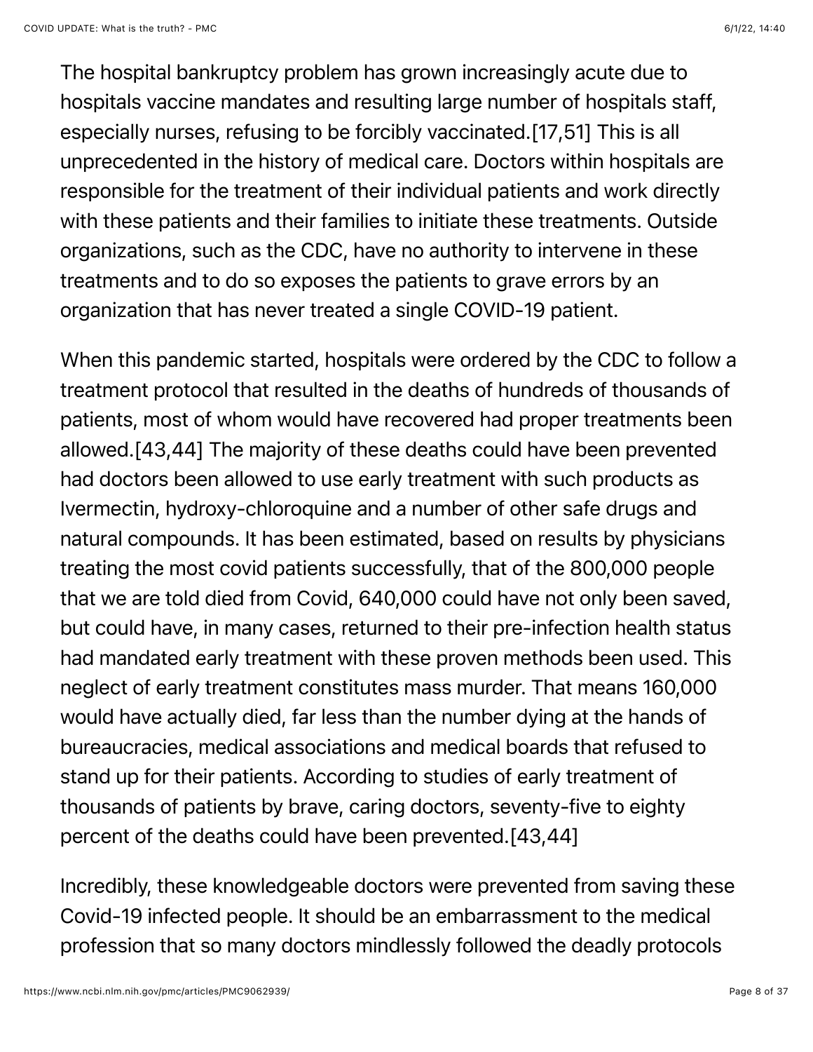The hospital bankruptcy problem has grown increasingly acute due to hospitals vaccine mandates and resulting large number of hospitals staff, especially nurses, refusing to be forcibly vaccinated.[17,51] This is all unprecedented in the history of medical care. Doctors within hospitals are responsible for the treatment of their individual patients and work directly with these patients and their families to initiate these treatments. Outside organizations, such as the CDC, have no authority to intervene in these treatments and to do so exposes the patients to grave errors by an organization that has never treated a single COVID-19 patient.

When this pandemic started, hospitals were ordered by the CDC to follow a treatment protocol that resulted in the deaths of hundreds of thousands of patients, most of whom would have recovered had proper treatments been allowed.[43,44] The majority of these deaths could have been prevented had doctors been allowed to use early treatment with such products as Ivermectin, hydroxy-chloroquine and a number of other safe drugs and natural compounds. It has been estimated, based on results by physicians treating the most covid patients successfully, that of the 800,000 people that we are told died from Covid, 640,000 could have not only been saved, but could have, in many cases, returned to their pre-infection health status had mandated early treatment with these proven methods been used. This neglect of early treatment constitutes mass murder. That means 160,000 would have actually died, far less than the number dying at the hands of bureaucracies, medical associations and medical boards that refused to stand up for their patients. According to studies of early treatment of thousands of patients by brave, caring doctors, seventy-five to eighty percent of the deaths could have been prevented.[43,44]

Incredibly, these knowledgeable doctors were prevented from saving these Covid-19 infected people. It should be an embarrassment to the medical profession that so many doctors mindlessly followed the deadly protocols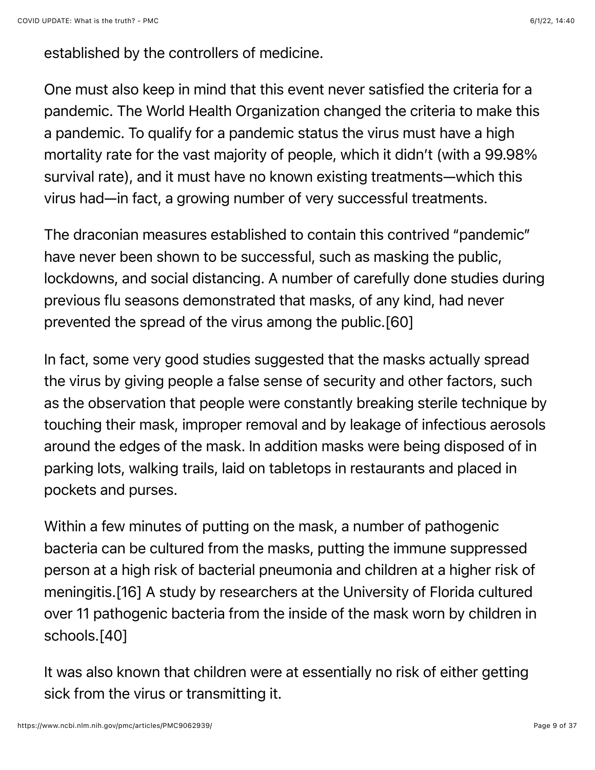established by the controllers of medicine.

One must also keep in mind that this event never satisfied the criteria for a pandemic. The World Health Organization changed the criteria to make this a pandemic. To qualify for a pandemic status the virus must have a high mortality rate for the vast majority of people, which it didn't (with a 99.98% survival rate), and it must have no known existing treatments—which this virus had—in fact, a growing number of very successful treatments.

The draconian measures established to contain this contrived "pandemic" have never been shown to be successful, such as masking the public, lockdowns, and social distancing. A number of carefully done studies during previous flu seasons demonstrated that masks, of any kind, had never prevented the spread of the virus among the public.[60]

In fact, some very good studies suggested that the masks actually spread the virus by giving people a false sense of security and other factors, such as the observation that people were constantly breaking sterile technique by touching their mask, improper removal and by leakage of infectious aerosols around the edges of the mask. In addition masks were being disposed of in parking lots, walking trails, laid on tabletops in restaurants and placed in pockets and purses.

Within a few minutes of putting on the mask, a number of pathogenic bacteria can be cultured from the masks, putting the immune suppressed person at a high risk of bacterial pneumonia and children at a higher risk of meningitis.[16] A study by researchers at the University of Florida cultured over 11 pathogenic bacteria from the inside of the mask worn by children in schools.[40]

It was also known that children were at essentially no risk of either getting sick from the virus or transmitting it.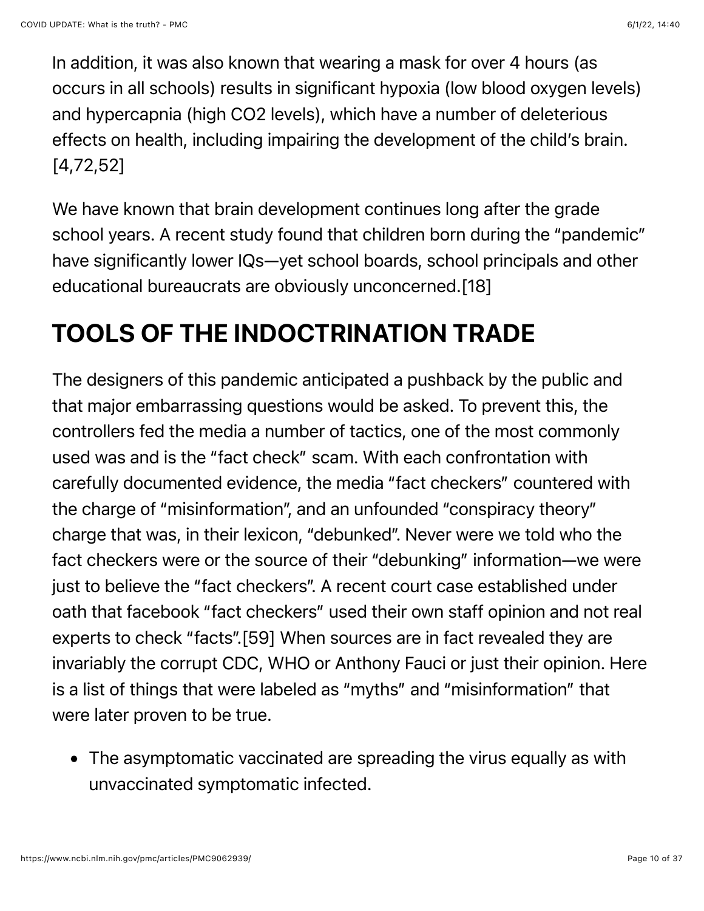In addition, it was also known that wearing a mask for over 4 hours (as occurs in all schools) results in significant hypoxia (low blood oxygen levels) and hypercapnia (high CO2 levels), which have a number of deleterious effects on health, including impairing the development of the child's brain. [4,72,52]

We have known that brain development continues long after the grade school years. A recent study found that children born during the "pandemic" have significantly lower IQs—yet school boards, school principals and other educational bureaucrats are obviously unconcerned.[18]

## TOOLS OF THE INDOCTRINATION TRADE

The designers of this pandemic anticipated a pushback by the public and that major embarrassing questions would be asked. To prevent this, the controllers fed the media a number of tactics, one of the most commonly used was and is the "fact check" scam. With each confrontation with carefully documented evidence, the media "fact checkers" countered with the charge of "misinformation", and an unfounded "conspiracy theory" charge that was, in their lexicon, "debunked". Never were we told who the fact checkers were or the source of their "debunking" information—we were just to believe the "fact checkers". A recent court case established under oath that facebook "fact checkers" used their own staff opinion and not real experts to check "facts".[59] When sources are in fact revealed they are invariably the corrupt CDC, WHO or Anthony Fauci or just their opinion. Here is a list of things that were labeled as "myths" and "misinformation" that were later proven to be true.

- The asymptomatic vaccinated are spreading the virus equally as with unvaccinated symptomatic infected.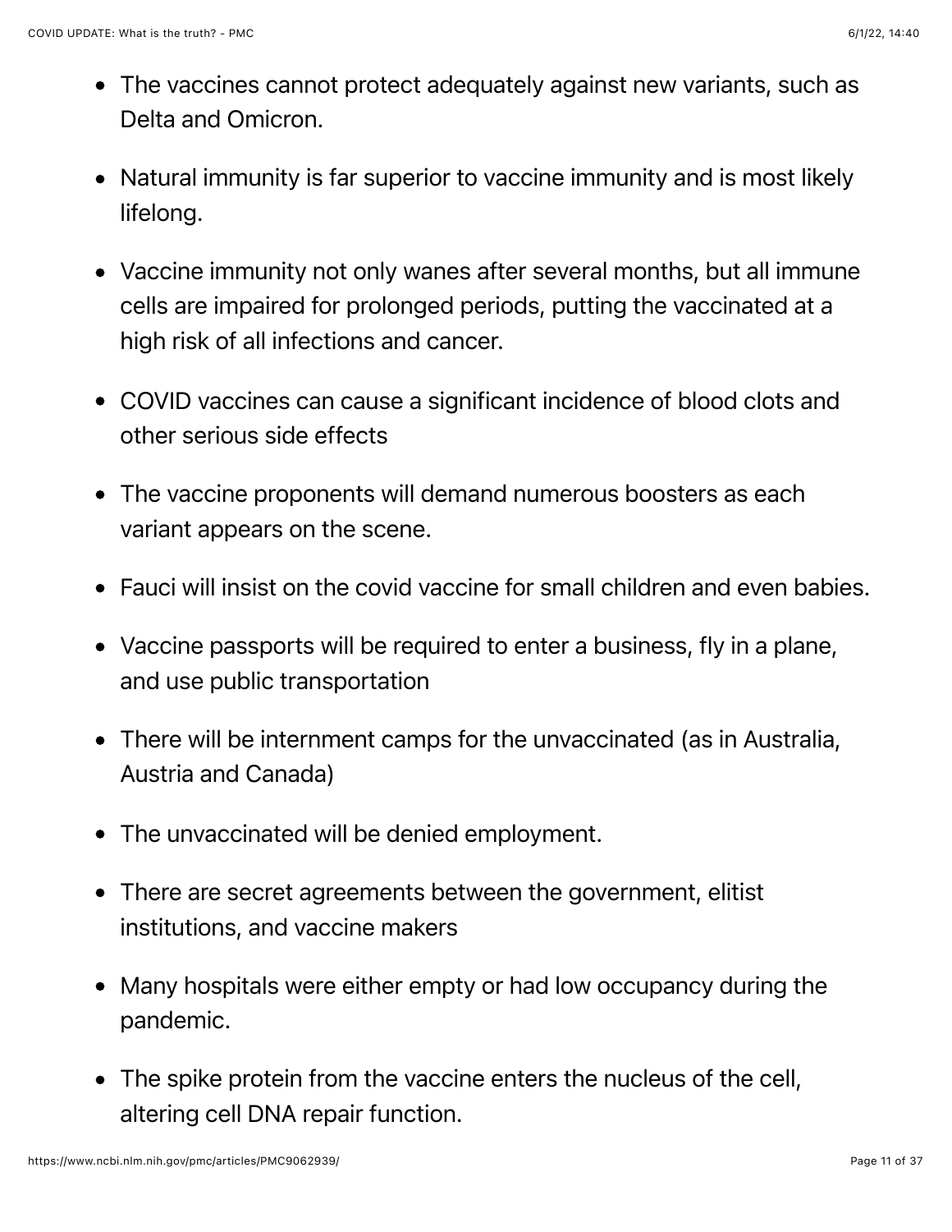- The vaccines cannot protect adequately against new variants, such as Delta and Omicron.
- Natural immunity is far superior to vaccine immunity and is most likely lifelong.
- Vaccine immunity not only wanes after several months, but all immune cells are impaired for prolonged periods, putting the vaccinated at a high risk of all infections and cancer.
- COVID vaccines can cause a significant incidence of blood clots and other serious side effects
- The vaccine proponents will demand numerous boosters as each variant appears on the scene.
- Fauci will insist on the covid vaccine for small children and even babies.
- Vaccine passports will be required to enter a business, fly in a plane, and use public transportation
- There will be internment camps for the unvaccinated (as in Australia, Austria and Canada)
- The unvaccinated will be denied employment.
- There are secret agreements between the government, elitist institutions, and vaccine makers
- Many hospitals were either empty or had low occupancy during the pandemic.
- The spike protein from the vaccine enters the nucleus of the cell, altering cell DNA repair function.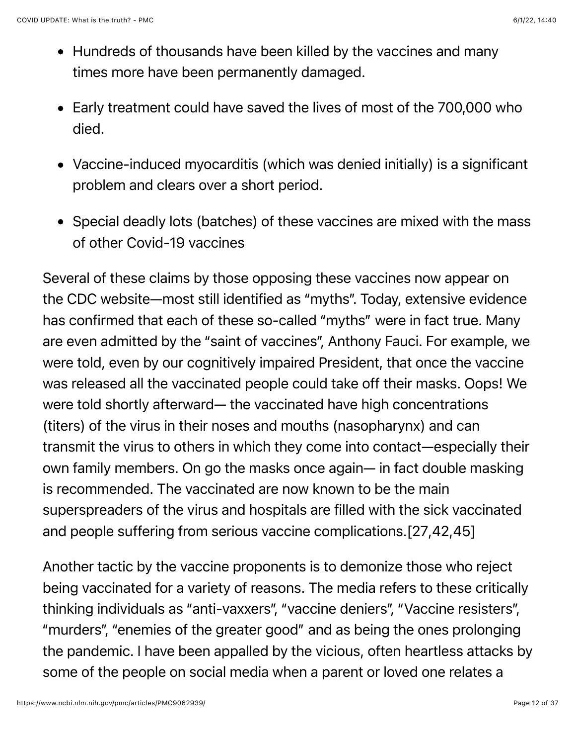- Hundreds of thousands have been killed by the vaccines and many times more have been permanently damaged.
- Early treatment could have saved the lives of most of the 700,000 who died.
- Vaccine-induced myocarditis (which was denied initially) is a significant problem and clears over a short period.
- Special deadly lots (batches) of these vaccines are mixed with the mass of other Covid-19 vaccines

Several of these claims by those opposing these vaccines now appear on the CDC website—most still identified as "myths". Today, extensive evidence has confirmed that each of these so-called "myths" were in fact true. Many are even admitted by the "saint of vaccines", Anthony Fauci. For example, we were told, even by our cognitively impaired President, that once the vaccine was released all the vaccinated people could take off their masks. Oops! We were told shortly afterward— the vaccinated have high concentrations (titers) of the virus in their noses and mouths (nasopharynx) and can transmit the virus to others in which they come into contact—especially their own family members. On go the masks once again— in fact double masking is recommended. The vaccinated are now known to be the main superspreaders of the virus and hospitals are filled with the sick vaccinated and people suffering from serious vaccine complications.[27,42,45]

Another tactic by the vaccine proponents is to demonize those who reject being vaccinated for a variety of reasons. The media refers to these critically thinking individuals as "anti-vaxxers", "vaccine deniers", "Vaccine resisters", "murders", "enemies of the greater good" and as being the ones prolonging the pandemic. I have been appalled by the vicious, often heartless attacks by some of the people on social media when a parent or loved one relates a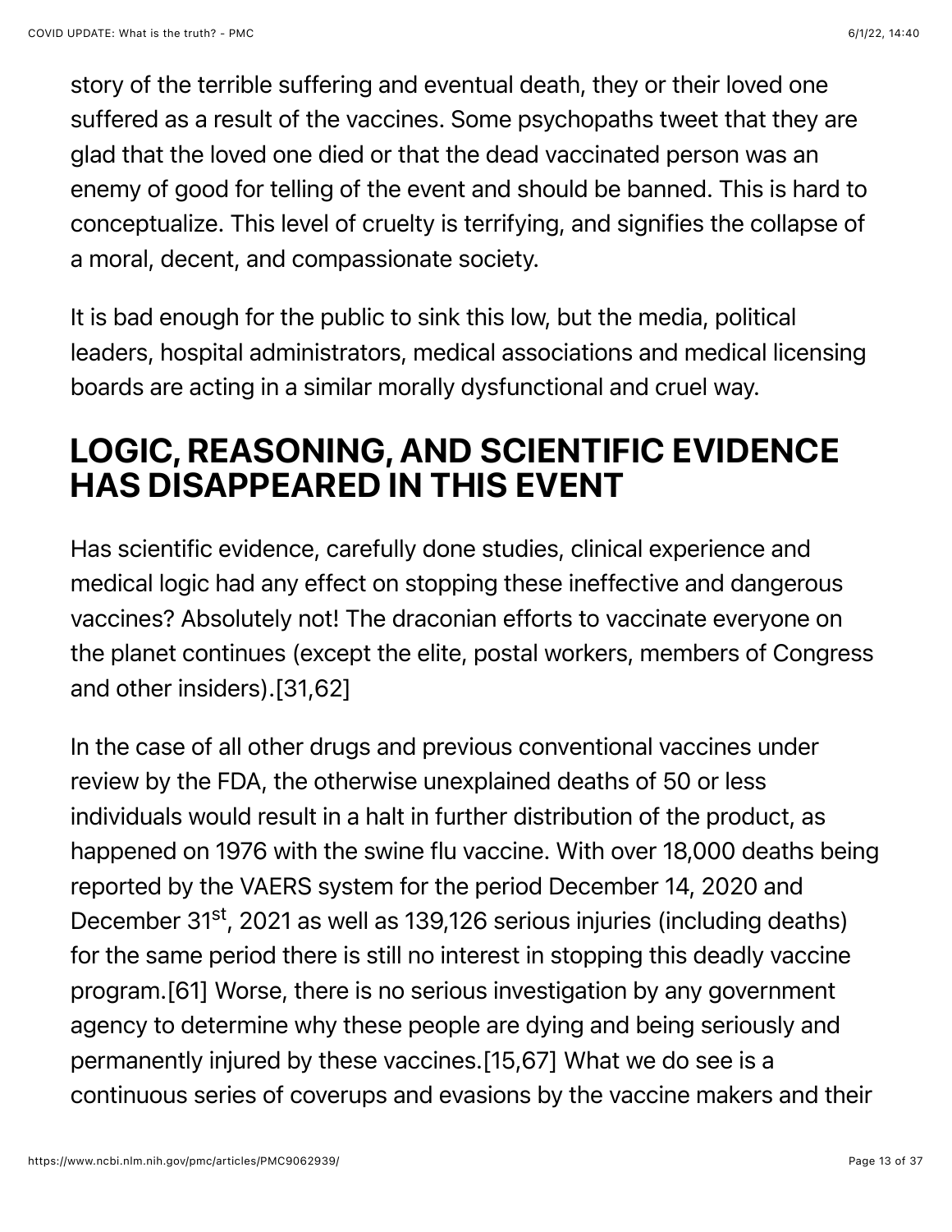story of the terrible suffering and eventual death, they or their loved one suffered as a result of the vaccines. Some psychopaths tweet that they are glad that the loved one died or that the dead vaccinated person was an enemy of good for telling of the event and should be banned. This is hard to conceptualize. This level of cruelty is terrifying, and signifies the collapse of a moral, decent, and compassionate society.

It is bad enough for the public to sink this low, but the media, political leaders, hospital administrators, medical associations and medical licensing boards are acting in a similar morally dysfunctional and cruel way.

## LOGIC, REASONING, AND SCIENTIFIC EVIDENCE HAS DISAPPEARED IN THIS EVENT

Has scientific evidence, carefully done studies, clinical experience and medical logic had any effect on stopping these ineffective and dangerous vaccines? Absolutely not! The draconian efforts to vaccinate everyone on the planet continues (except the elite, postal workers, members of Congress and other insiders).[31,62]

In the case of all other drugs and previous conventional vaccines under review by the FDA, the otherwise unexplained deaths of 50 or less individuals would result in a halt in further distribution of the product, as happened on 1976 with the swine flu vaccine. With over 18,000 deaths being reported by the VAERS system for the period December 14, 2020 and December 31st, 2021 as well as 139,126 serious injuries (including deaths) for the same period there is still no interest in stopping this deadly vaccine program.[61] Worse, there is no serious investigation by any government agency to determine why these people are dying and being seriously and permanently injured by these vaccines.[15,67] What we do see is a continuous series of coverups and evasions by the vaccine makers and their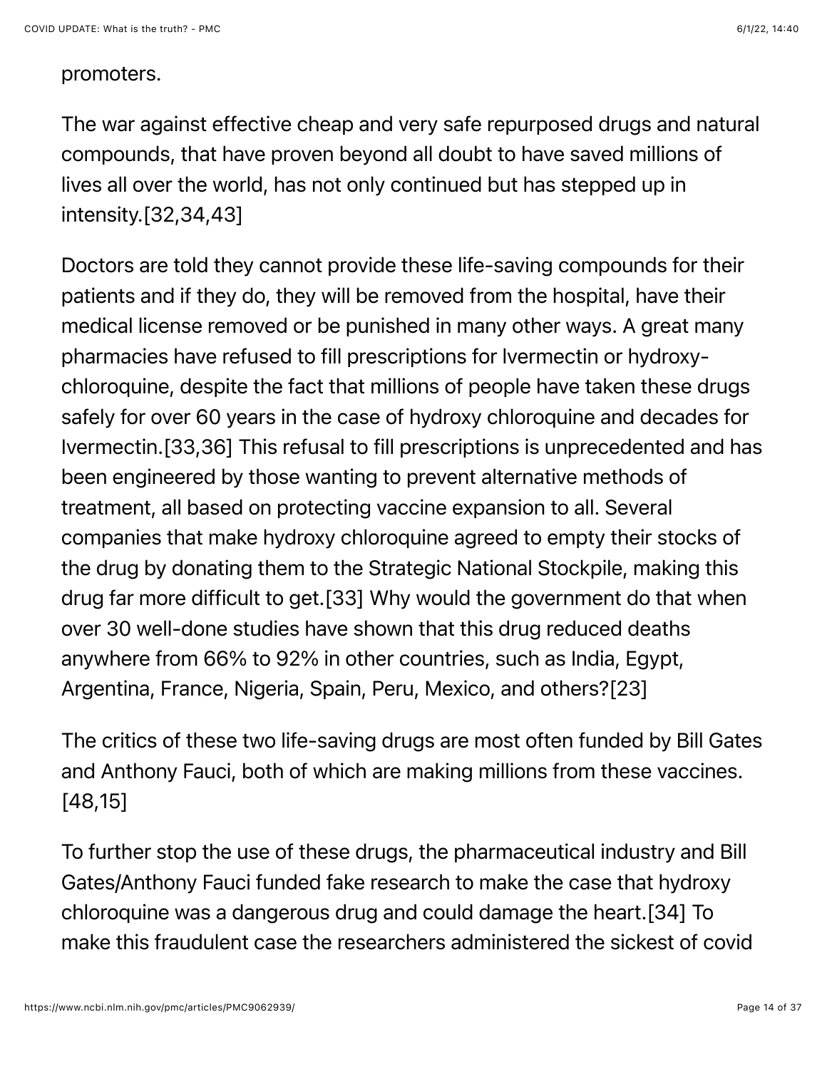promoters.

The war against effective cheap and very safe repurposed drugs and natural compounds, that have proven beyond all doubt to have saved millions of lives all over the world, has not only continued but has stepped up in intensity.[32,34,43]

Doctors are told they cannot provide these life-saving compounds for their patients and if they do, they will be removed from the hospital, have their medical license removed or be punished in many other ways. A great many pharmacies have refused to fill prescriptions for Ivermectin or hydroxy-chloroquine, despite the fact that millions of people have taken these drugs safely for over 60 years in the case of hydroxy chloroquine and decades for Ivermectin.[33,36] This refusal to fill prescriptions is unprecedented and has been engineered by those wanting to prevent alternative methods of treatment, all based on protecting vaccine expansion to all. Several companies that make hydroxy chloroquine agreed to empty their stocks of the drug by donating them to the Strategic National Stockpile, making this drug far more difficult to get.[33] Why would the government do that when over 30 well-done studies have shown that this drug reduced deaths anywhere from 66% to 92% in other countries, such as India, Egypt, Argentina, France, Nigeria, Spain, Peru, Mexico, and others?[23]

The critics of these two life-saving drugs are most often funded by Bill Gates and Anthony Fauci, both of which are making millions from these vaccines.[48,15]

To further stop the use of these drugs, the pharmaceutical industry and Bill Gates/Anthony Fauci funded fake research to make the case that hydroxy chloroquine was a dangerous drug and could damage the heart.[34] To make this fraudulent case the researchers administered the sickest of covid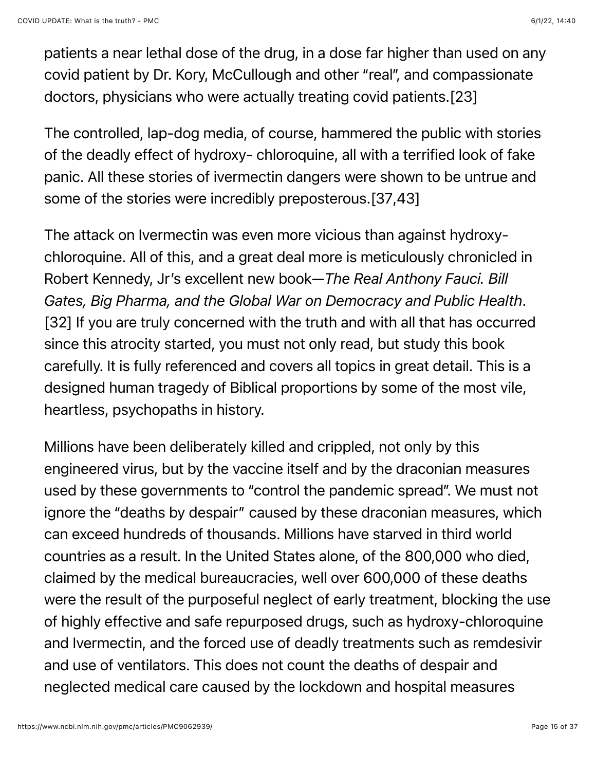patients a near lethal dose of the drug, in a dose far higher than used on any covid patient by Dr. Kory, McCullough and other “real”, and compassionate doctors, physicians who were actually treating covid patients.[23]

The controlled, lap-dog media, of course, hammered the public with stories of the deadly effect of hydroxy- chloroquine, all with a terrified look of fake panic. All these stories of ivermectin dangers were shown to be untrue and some of the stories were incredibly preposterous.[37,43]

The attack on Ivermectin was even more vicious than against hydroxy-chloroquine. All of this, and a great deal more is meticulously chronicled in Robert Kennedy, Jr’s excellent new book—*The Real Anthony Fauci. Bill Gates, Big Pharma, and the Global War on Democracy and Public Health*.[32] If you are truly concerned with the truth and with all that has occurred since this atrocity started, you must not only read, but study this book carefully. It is fully referenced and covers all topics in great detail. This is a designed human tragedy of Biblical proportions by some of the most vile, heartless, psychopaths in history.

Millions have been deliberately killed and crippled, not only by this engineered virus, but by the vaccine itself and by the draconian measures used by these governments to “control the pandemic spread”. We must not ignore the “deaths by despair” caused by these draconian measures, which can exceed hundreds of thousands. Millions have starved in third world countries as a result. In the United States alone, of the 800,000 who died, claimed by the medical bureaucracies, well over 600,000 of these deaths were the result of the purposeful neglect of early treatment, blocking the use of highly effective and safe repurposed drugs, such as hydroxy-chloroquine and Ivermectin, and the forced use of deadly treatments such as remdesivir and use of ventilators. This does not count the deaths of despair and neglected medical care caused by the lockdown and hospital measures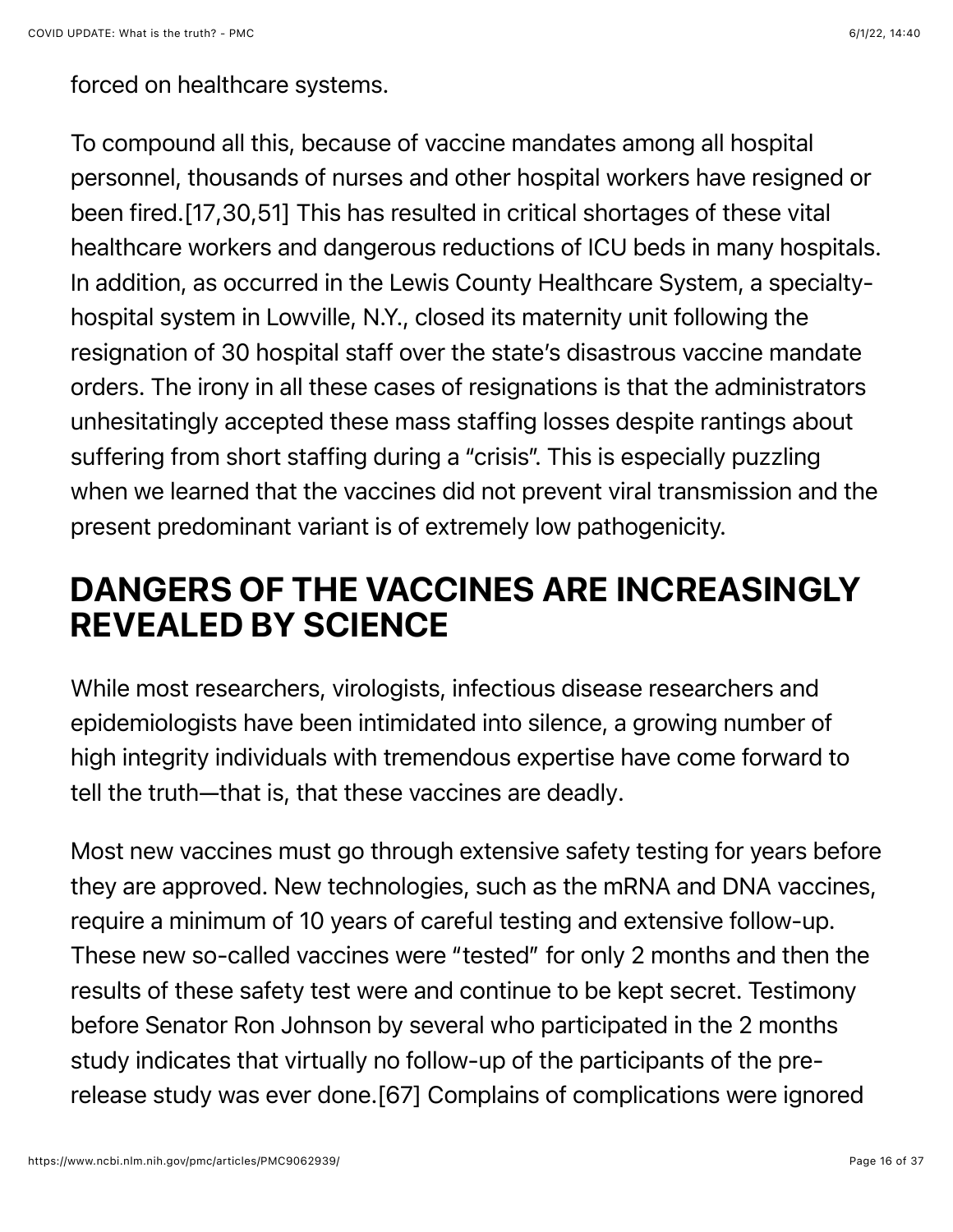forced on healthcare systems.

To compound all this, because of vaccine mandates among all hospital personnel, thousands of nurses and other hospital workers have resigned or been fired.[17,30,51] This has resulted in critical shortages of these vital healthcare workers and dangerous reductions of ICU beds in many hospitals. In addition, as occurred in the Lewis County Healthcare System, a specialty-hospital system in Lowville, N.Y., closed its maternity unit following the resignation of 30 hospital staff over the state's disastrous vaccine mandate orders. The irony in all these cases of resignations is that the administrators unhesitatingly accepted these mass staffing losses despite rantings about suffering from short staffing during a "crisis". This is especially puzzling when we learned that the vaccines did not prevent viral transmission and the present predominant variant is of extremely low pathogenicity.

## DANGERS OF THE VACCINES ARE INCREASINGLY REVEALED BY SCIENCE

While most researchers, virologists, infectious disease researchers and epidemiologists have been intimidated into silence, a growing number of high integrity individuals with tremendous expertise have come forward to tell the truth—that is, that these vaccines are deadly.

Most new vaccines must go through extensive safety testing for years before they are approved. New technologies, such as the mRNA and DNA vaccines, require a minimum of 10 years of careful testing and extensive follow-up. These new so-called vaccines were "tested" for only 2 months and then the results of these safety test were and continue to be kept secret. Testimony before Senator Ron Johnson by several who participated in the 2 months study indicates that virtually no follow-up of the participants of the pre-release study was ever done.[67] Complains of complications were ignored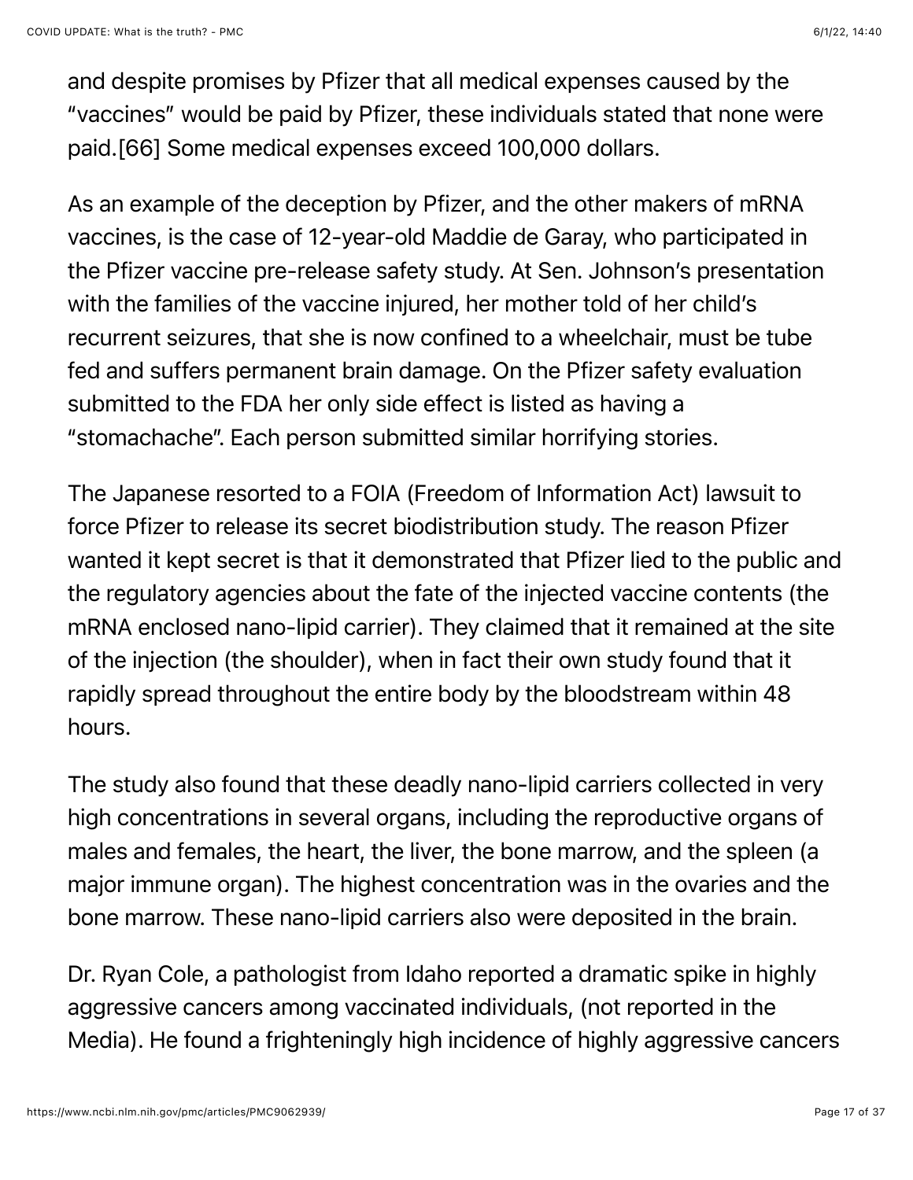and despite promises by Pfizer that all medical expenses caused by the "vaccines" would be paid by Pfizer, these individuals stated that none were paid.[66] Some medical expenses exceed 100,000 dollars.

As an example of the deception by Pfizer, and the other makers of mRNA vaccines, is the case of 12-year-old Maddie de Garay, who participated in the Pfizer vaccine pre-release safety study. At Sen. Johnson's presentation with the families of the vaccine injured, her mother told of her child's recurrent seizures, that she is now confined to a wheelchair, must be tube fed and suffers permanent brain damage. On the Pfizer safety evaluation submitted to the FDA her only side effect is listed as having a "stomachache". Each person submitted similar horrifying stories.

The Japanese resorted to a FOIA (Freedom of Information Act) lawsuit to force Pfizer to release its secret biodistribution study. The reason Pfizer wanted it kept secret is that it demonstrated that Pfizer lied to the public and the regulatory agencies about the fate of the injected vaccine contents (the mRNA enclosed nano-lipid carrier). They claimed that it remained at the site of the injection (the shoulder), when in fact their own study found that it rapidly spread throughout the entire body by the bloodstream within 48 hours.

The study also found that these deadly nano-lipid carriers collected in very high concentrations in several organs, including the reproductive organs of males and females, the heart, the liver, the bone marrow, and the spleen (a major immune organ). The highest concentration was in the ovaries and the bone marrow. These nano-lipid carriers also were deposited in the brain.

Dr. Ryan Cole, a pathologist from Idaho reported a dramatic spike in highly aggressive cancers among vaccinated individuals, (not reported in the Media). He found a frighteningly high incidence of highly aggressive cancers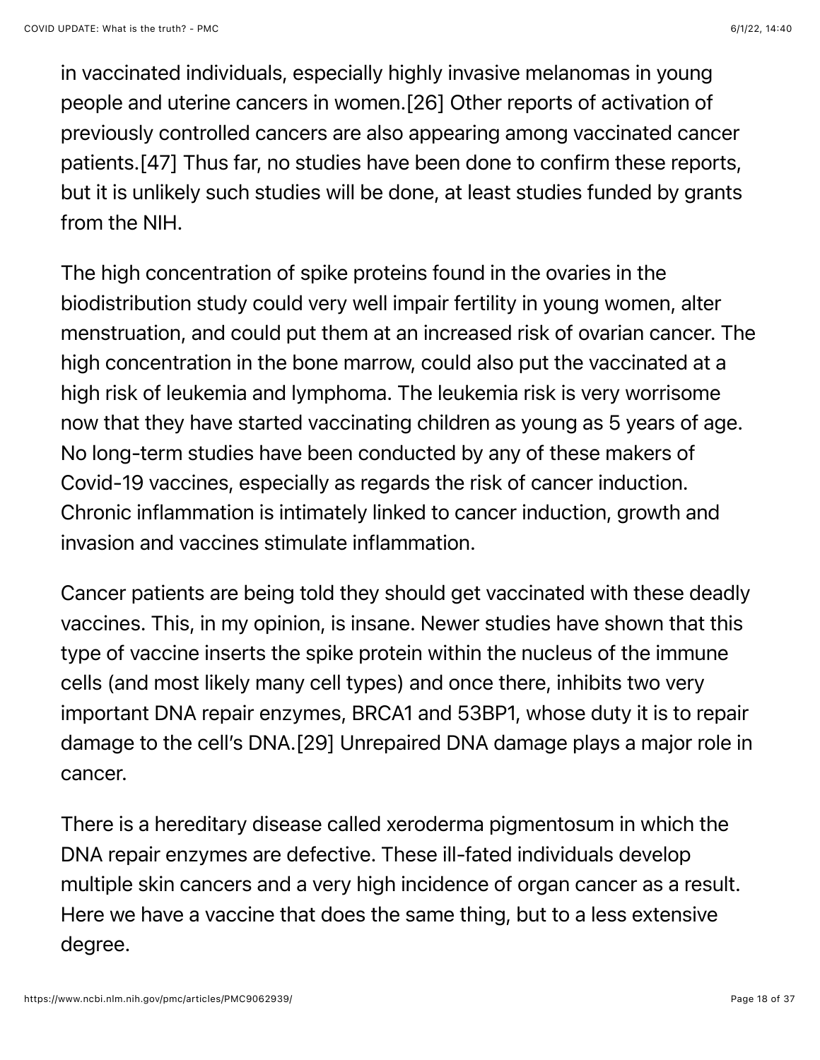in vaccinated individuals, especially highly invasive melanomas in young people and uterine cancers in women.[26] Other reports of activation of previously controlled cancers are also appearing among vaccinated cancer patients.[47] Thus far, no studies have been done to confirm these reports, but it is unlikely such studies will be done, at least studies funded by grants from the NIH.

The high concentration of spike proteins found in the ovaries in the biodistribution study could very well impair fertility in young women, alter menstruation, and could put them at an increased risk of ovarian cancer. The high concentration in the bone marrow, could also put the vaccinated at a high risk of leukemia and lymphoma. The leukemia risk is very worrisome now that they have started vaccinating children as young as 5 years of age. No long-term studies have been conducted by any of these makers of Covid-19 vaccines, especially as regards the risk of cancer induction. Chronic inflammation is intimately linked to cancer induction, growth and invasion and vaccines stimulate inflammation.

Cancer patients are being told they should get vaccinated with these deadly vaccines. This, in my opinion, is insane. Newer studies have shown that this type of vaccine inserts the spike protein within the nucleus of the immune cells (and most likely many cell types) and once there, inhibits two very important DNA repair enzymes, BRCA1 and 53BP1, whose duty it is to repair damage to the cell's DNA.[29] Unrepaired DNA damage plays a major role in cancer.

There is a hereditary disease called xeroderma pigmentosum in which the DNA repair enzymes are defective. These ill-fated individuals develop multiple skin cancers and a very high incidence of organ cancer as a result. Here we have a vaccine that does the same thing, but to a less extensive degree.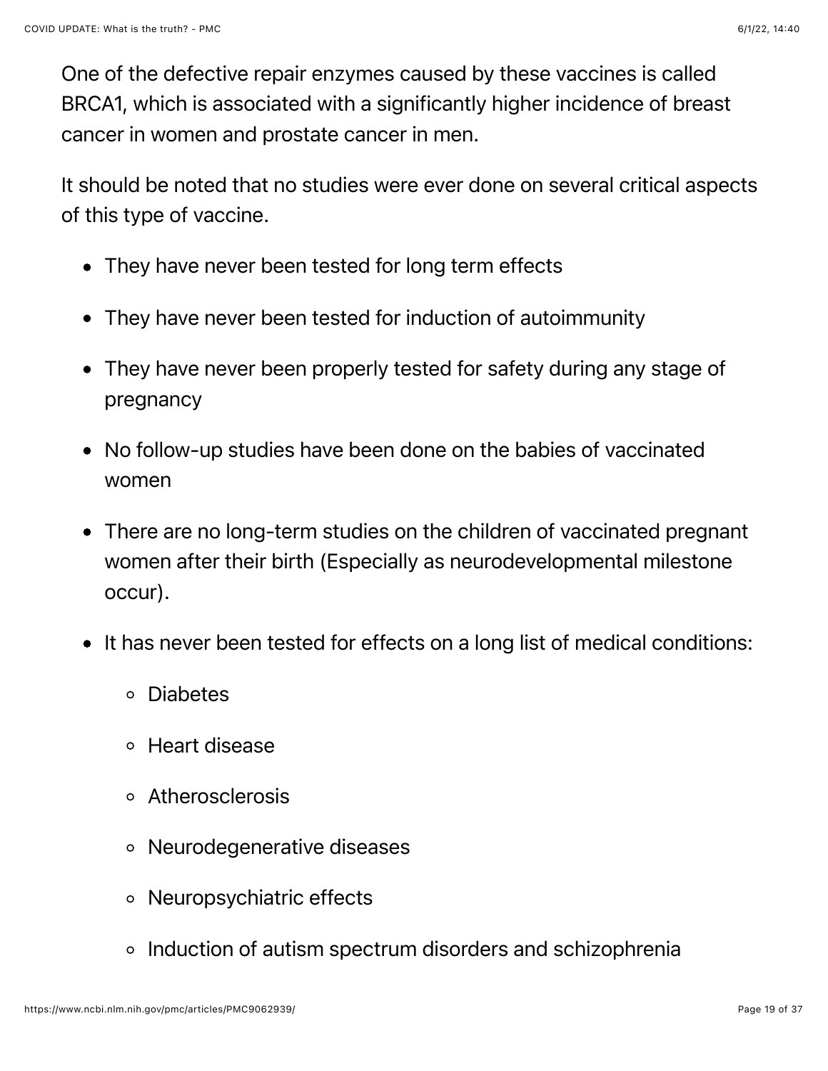One of the defective repair enzymes caused by these vaccines is called BRCA1, which is associated with a significantly higher incidence of breast cancer in women and prostate cancer in men.

It should be noted that no studies were ever done on several critical aspects of this type of vaccine.

- They have never been tested for long term effects
- They have never been tested for induction of autoimmunity
- They have never been properly tested for safety during any stage of pregnancy
- No follow-up studies have been done on the babies of vaccinated women
- There are no long-term studies on the children of vaccinated pregnant women after their birth (Especially as neurodevelopmental milestone occur).
- It has never been tested for effects on a long list of medical conditions:
  - Diabetes
  - Heart disease
  - Atherosclerosis
  - Neurodegenerative diseases
  - Neuropsychiatric effects
  - Induction of autism spectrum disorders and schizophrenia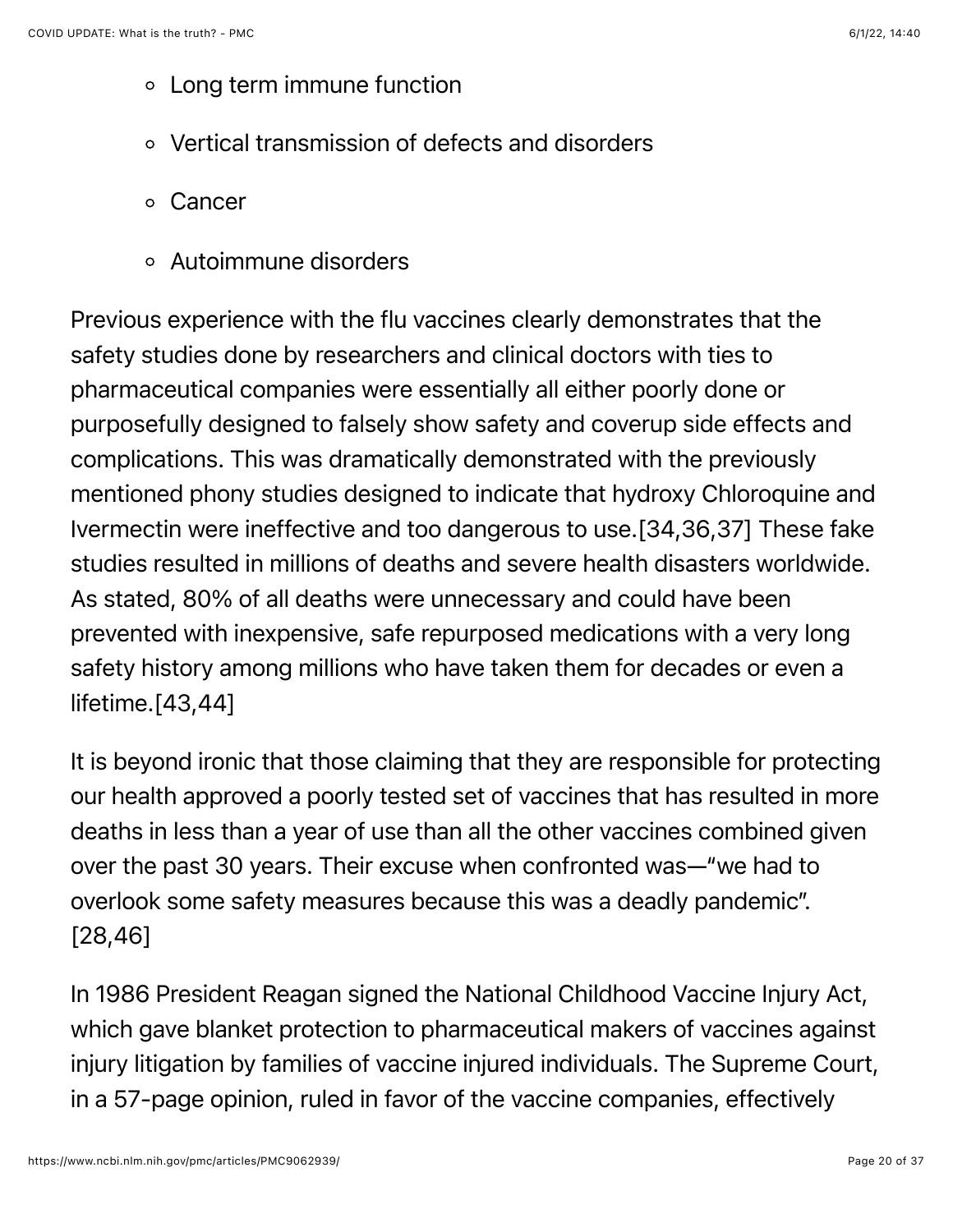- Long term immune function
- Vertical transmission of defects and disorders
- Cancer
- Autoimmune disorders

Previous experience with the flu vaccines clearly demonstrates that the safety studies done by researchers and clinical doctors with ties to pharmaceutical companies were essentially all either poorly done or purposefully designed to falsely show safety and coverup side effects and complications. This was dramatically demonstrated with the previously mentioned phony studies designed to indicate that hydroxy Chloroquine and Ivermectin were ineffective and too dangerous to use.[34,36,37] These fake studies resulted in millions of deaths and severe health disasters worldwide. As stated, 80% of all deaths were unnecessary and could have been prevented with inexpensive, safe repurposed medications with a very long safety history among millions who have taken them for decades or even a lifetime.[43,44]

It is beyond ironic that those claiming that they are responsible for protecting our health approved a poorly tested set of vaccines that has resulted in more deaths in less than a year of use than all the other vaccines combined given over the past 30 years. Their excuse when confronted was—"we had to overlook some safety measures because this was a deadly pandemic". [28,46]

In 1986 President Reagan signed the National Childhood Vaccine Injury Act, which gave blanket protection to pharmaceutical makers of vaccines against injury litigation by families of vaccine injured individuals. The Supreme Court, in a 57-page opinion, ruled in favor of the vaccine companies, effectively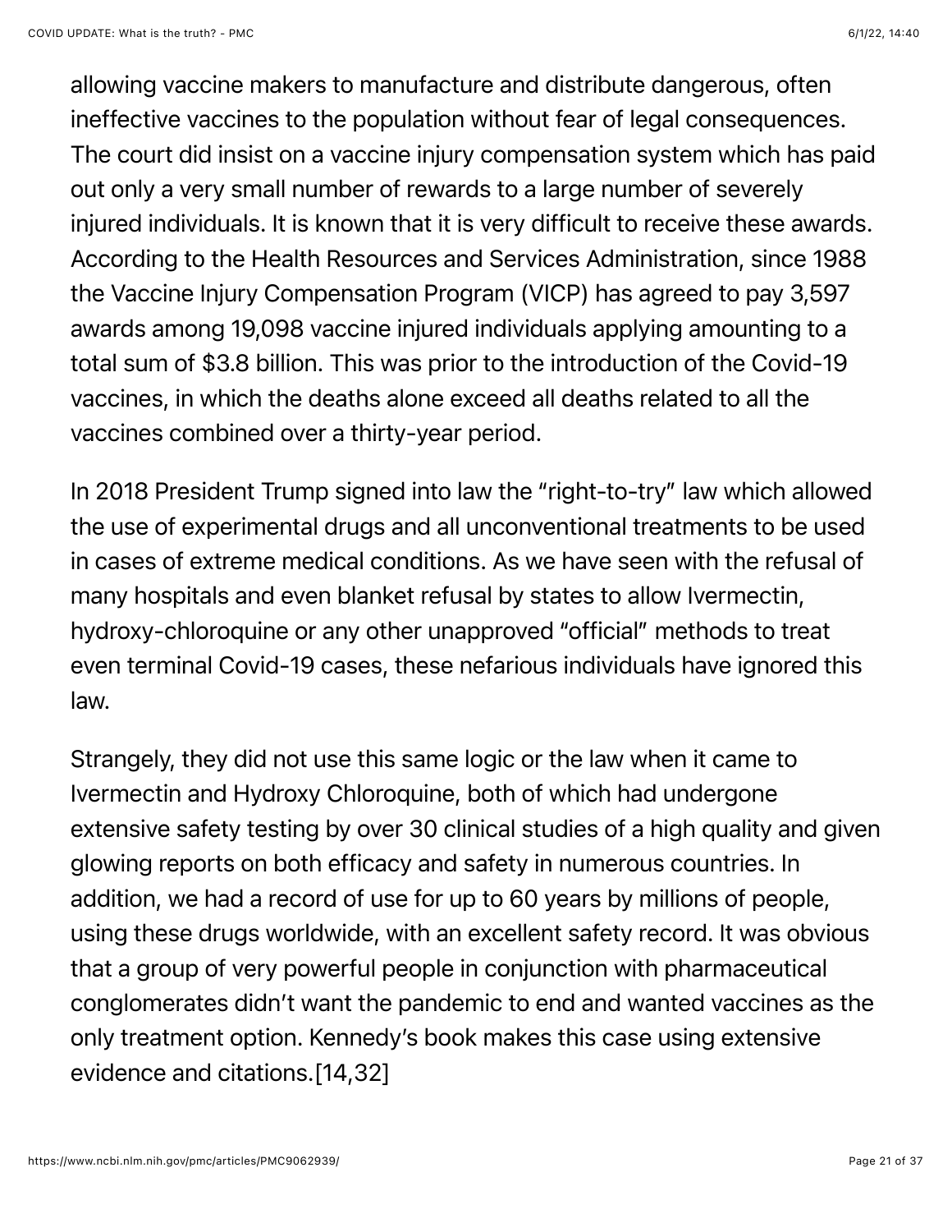allowing vaccine makers to manufacture and distribute dangerous, often ineffective vaccines to the population without fear of legal consequences. The court did insist on a vaccine injury compensation system which has paid out only a very small number of rewards to a large number of severely injured individuals. It is known that it is very difficult to receive these awards. According to the Health Resources and Services Administration, since 1988 the Vaccine Injury Compensation Program (VICP) has agreed to pay 3,597 awards among 19,098 vaccine injured individuals applying amounting to a total sum of $3.8 billion. This was prior to the introduction of the Covid-19 vaccines, in which the deaths alone exceed all deaths related to all the vaccines combined over a thirty-year period.

In 2018 President Trump signed into law the "right-to-try" law which allowed the use of experimental drugs and all unconventional treatments to be used in cases of extreme medical conditions. As we have seen with the refusal of many hospitals and even blanket refusal by states to allow Ivermectin, hydroxy-chloroquine or any other unapproved "official" methods to treat even terminal Covid-19 cases, these nefarious individuals have ignored this law.

Strangely, they did not use this same logic or the law when it came to Ivermectin and Hydroxy Chloroquine, both of which had undergone extensive safety testing by over 30 clinical studies of a high quality and given glowing reports on both efficacy and safety in numerous countries. In addition, we had a record of use for up to 60 years by millions of people, using these drugs worldwide, with an excellent safety record. It was obvious that a group of very powerful people in conjunction with pharmaceutical conglomerates didn't want the pandemic to end and wanted vaccines as the only treatment option. Kennedy's book makes this case using extensive evidence and citations.[14,32]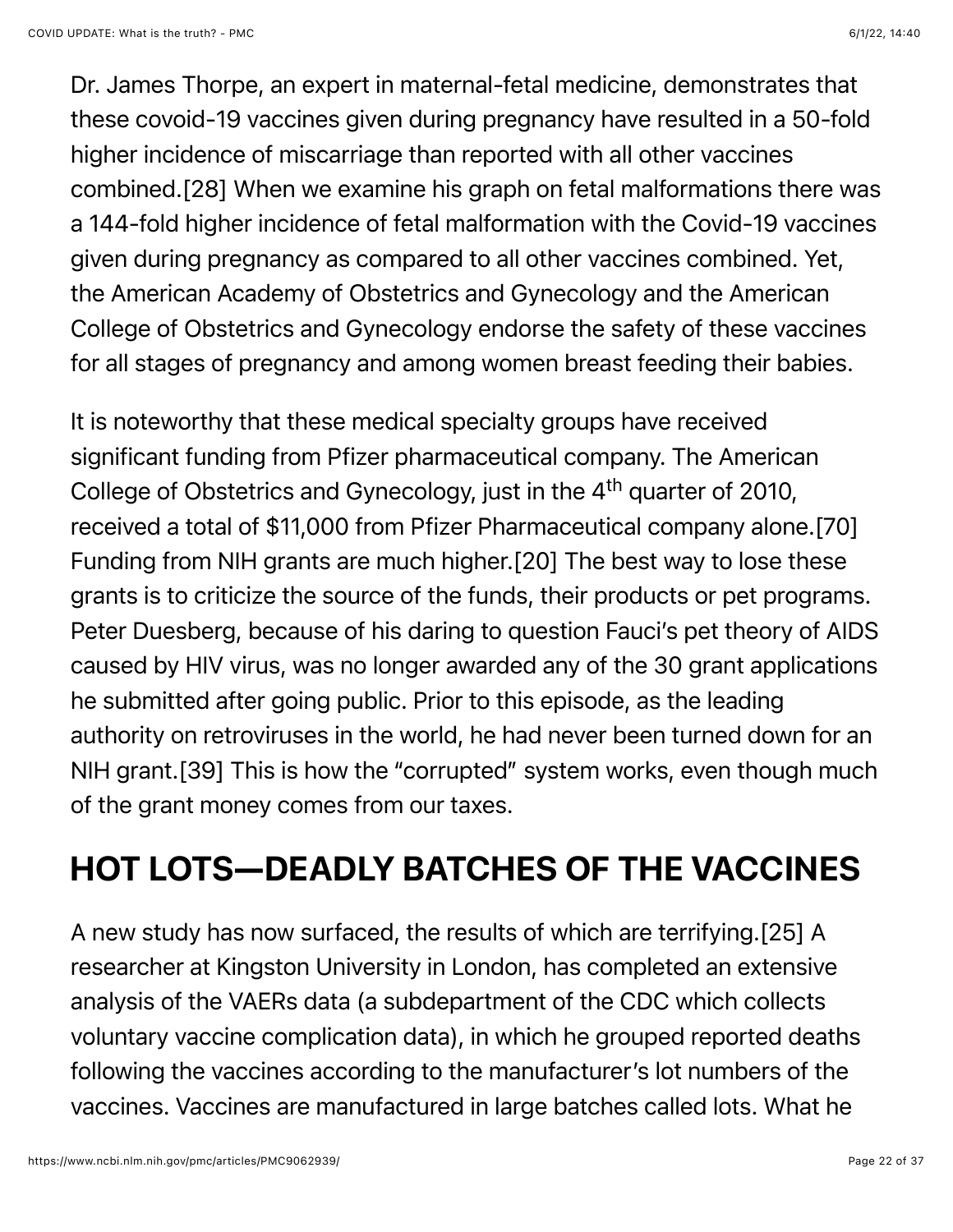Dr. James Thorpe, an expert in maternal-fetal medicine, demonstrates that these covoid-19 vaccines given during pregnancy have resulted in a 50-fold higher incidence of miscarriage than reported with all other vaccines combined.[28] When we examine his graph on fetal malformations there was a 144-fold higher incidence of fetal malformation with the Covid-19 vaccines given during pregnancy as compared to all other vaccines combined. Yet, the American Academy of Obstetrics and Gynecology and the American College of Obstetrics and Gynecology endorse the safety of these vaccines for all stages of pregnancy and among women breast feeding their babies.

It is noteworthy that these medical specialty groups have received significant funding from Pfizer pharmaceutical company. The American College of Obstetrics and Gynecology, just in the 4th quarter of 2010, received a total of $11,000 from Pfizer Pharmaceutical company alone.[70] Funding from NIH grants are much higher.[20] The best way to lose these grants is to criticize the source of the funds, their products or pet programs. Peter Duesberg, because of his daring to question Fauci's pet theory of AIDS caused by HIV virus, was no longer awarded any of the 30 grant applications he submitted after going public. Prior to this episode, as the leading authority on retroviruses in the world, he had never been turned down for an NIH grant.[39] This is how the "corrupted" system works, even though much of the grant money comes from our taxes.

## HOT LOTS—DEADLY BATCHES OF THE VACCINES

A new study has now surfaced, the results of which are terrifying.[25] A researcher at Kingston University in London, has completed an extensive analysis of the VAERs data (a subdepartment of the CDC which collects voluntary vaccine complication data), in which he grouped reported deaths following the vaccines according to the manufacturer's lot numbers of the vaccines. Vaccines are manufactured in large batches called lots. What he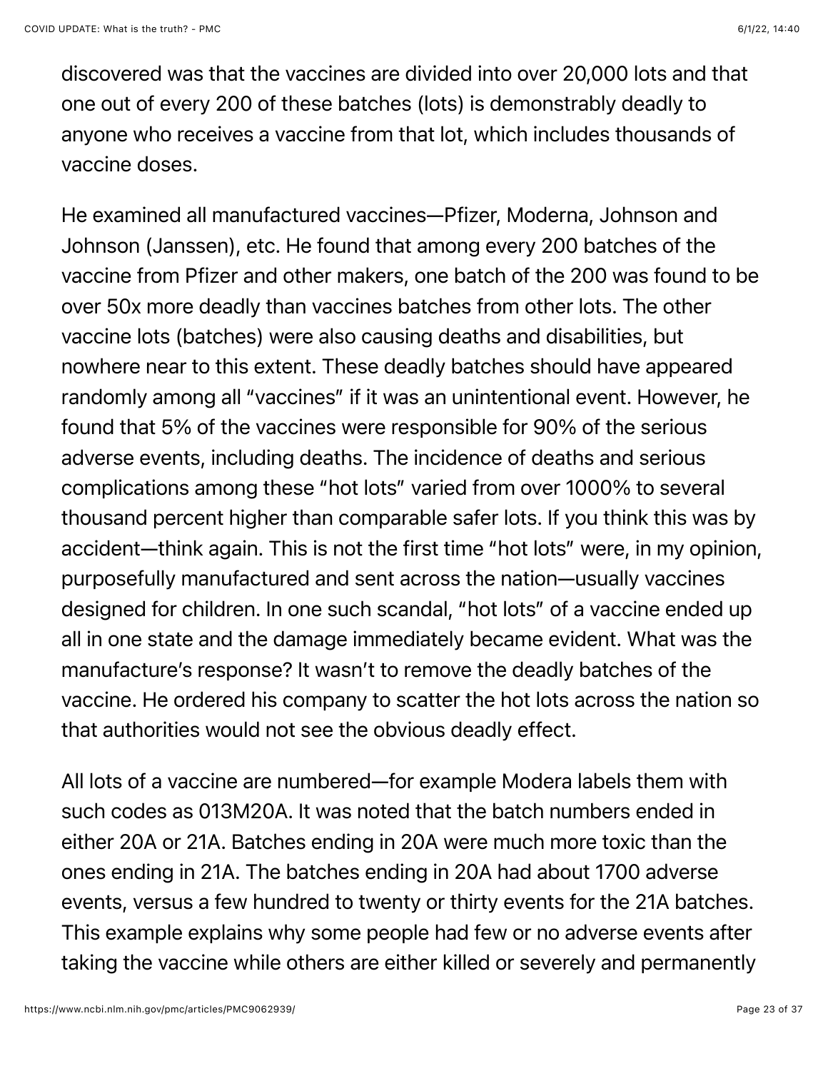discovered was that the vaccines are divided into over 20,000 lots and that one out of every 200 of these batches (lots) is demonstrably deadly to anyone who receives a vaccine from that lot, which includes thousands of vaccine doses.

He examined all manufactured vaccines—Pfizer, Moderna, Johnson and Johnson (Janssen), etc. He found that among every 200 batches of the vaccine from Pfizer and other makers, one batch of the 200 was found to be over 50x more deadly than vaccines batches from other lots. The other vaccine lots (batches) were also causing deaths and disabilities, but nowhere near to this extent. These deadly batches should have appeared randomly among all "vaccines" if it was an unintentional event. However, he found that 5% of the vaccines were responsible for 90% of the serious adverse events, including deaths. The incidence of deaths and serious complications among these "hot lots" varied from over 1000% to several thousand percent higher than comparable safer lots. If you think this was by accident—think again. This is not the first time "hot lots" were, in my opinion, purposefully manufactured and sent across the nation—usually vaccines designed for children. In one such scandal, "hot lots" of a vaccine ended up all in one state and the damage immediately became evident. What was the manufacture's response? It wasn't to remove the deadly batches of the vaccine. He ordered his company to scatter the hot lots across the nation so that authorities would not see the obvious deadly effect.

All lots of a vaccine are numbered—for example Modera labels them with such codes as 013M20A. It was noted that the batch numbers ended in either 20A or 21A. Batches ending in 20A were much more toxic than the ones ending in 21A. The batches ending in 20A had about 1700 adverse events, versus a few hundred to twenty or thirty events for the 21A batches. This example explains why some people had few or no adverse events after taking the vaccine while others are either killed or severely and permanently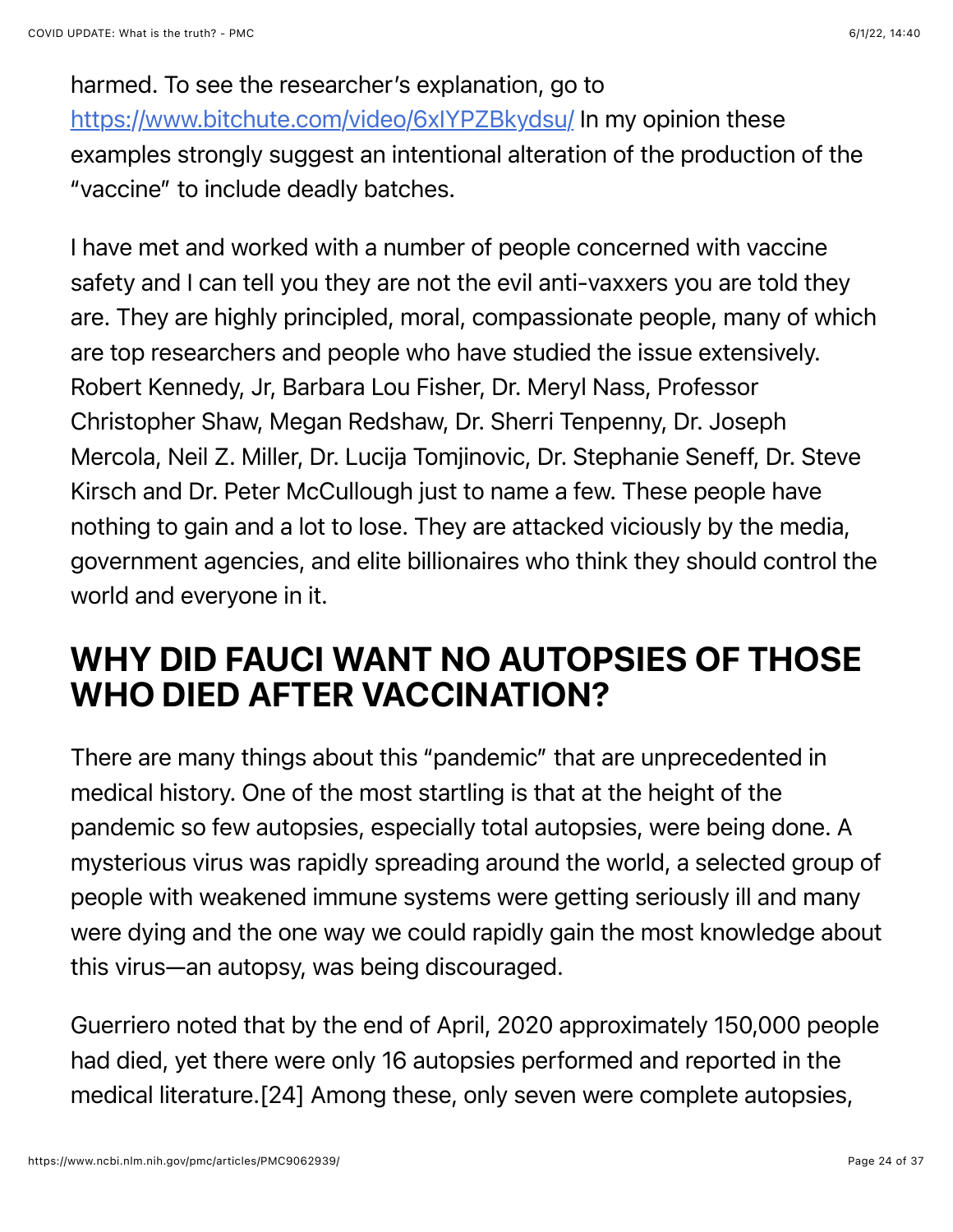harmed. To see the researcher's explanation, go to https://www.bitchute.com/video/6xIYPZBkydsu/ In my opinion these examples strongly suggest an intentional alteration of the production of the "vaccine" to include deadly batches.

I have met and worked with a number of people concerned with vaccine safety and I can tell you they are not the evil anti-vaxxers you are told they are. They are highly principled, moral, compassionate people, many of which are top researchers and people who have studied the issue extensively. Robert Kennedy, Jr, Barbara Lou Fisher, Dr. Meryl Nass, Professor Christopher Shaw, Megan Redshaw, Dr. Sherri Tenpenny, Dr. Joseph Mercola, Neil Z. Miller, Dr. Lucija Tomjinovic, Dr. Stephanie Seneff, Dr. Steve Kirsch and Dr. Peter McCullough just to name a few. These people have nothing to gain and a lot to lose. They are attacked viciously by the media, government agencies, and elite billionaires who think they should control the world and everyone in it.

## WHY DID FAUCI WANT NO AUTOPSIES OF THOSE WHO DIED AFTER VACCINATION?

There are many things about this "pandemic" that are unprecedented in medical history. One of the most startling is that at the height of the pandemic so few autopsies, especially total autopsies, were being done. A mysterious virus was rapidly spreading around the world, a selected group of people with weakened immune systems were getting seriously ill and many were dying and the one way we could rapidly gain the most knowledge about this virus—an autopsy, was being discouraged.

Guerriero noted that by the end of April, 2020 approximately 150,000 people had died, yet there were only 16 autopsies performed and reported in the medical literature.[24] Among these, only seven were complete autopsies,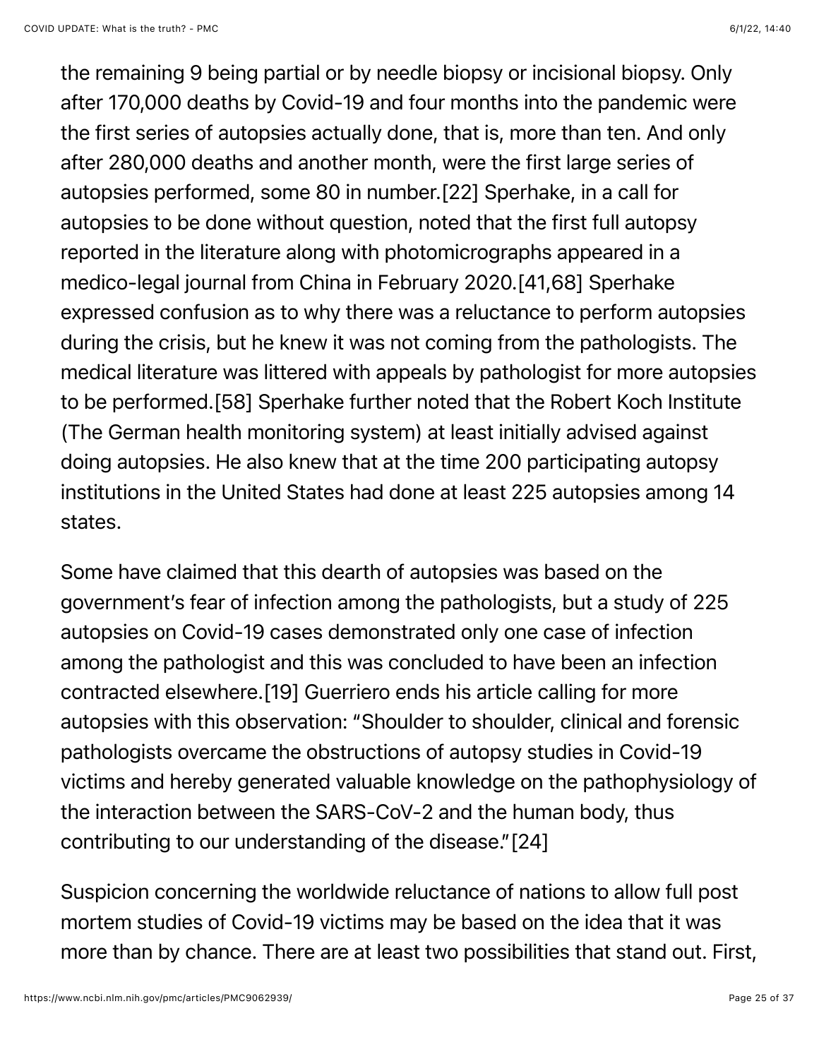the remaining 9 being partial or by needle biopsy or incisional biopsy. Only after 170,000 deaths by Covid-19 and four months into the pandemic were the first series of autopsies actually done, that is, more than ten. And only after 280,000 deaths and another month, were the first large series of autopsies performed, some 80 in number.[22] Sperhake, in a call for autopsies to be done without question, noted that the first full autopsy reported in the literature along with photomicrographs appeared in a medico-legal journal from China in February 2020.[41,68] Sperhake expressed confusion as to why there was a reluctance to perform autopsies during the crisis, but he knew it was not coming from the pathologists. The medical literature was littered with appeals by pathologist for more autopsies to be performed.[58] Sperhake further noted that the Robert Koch Institute (The German health monitoring system) at least initially advised against doing autopsies. He also knew that at the time 200 participating autopsy institutions in the United States had done at least 225 autopsies among 14 states.

Some have claimed that this dearth of autopsies was based on the government's fear of infection among the pathologists, but a study of 225 autopsies on Covid-19 cases demonstrated only one case of infection among the pathologist and this was concluded to have been an infection contracted elsewhere.[19] Guerriero ends his article calling for more autopsies with this observation: "Shoulder to shoulder, clinical and forensic pathologists overcame the obstructions of autopsy studies in Covid-19 victims and hereby generated valuable knowledge on the pathophysiology of the interaction between the SARS-CoV-2 and the human body, thus contributing to our understanding of the disease."[24]

Suspicion concerning the worldwide reluctance of nations to allow full post mortem studies of Covid-19 victims may be based on the idea that it was more than by chance. There are at least two possibilities that stand out. First,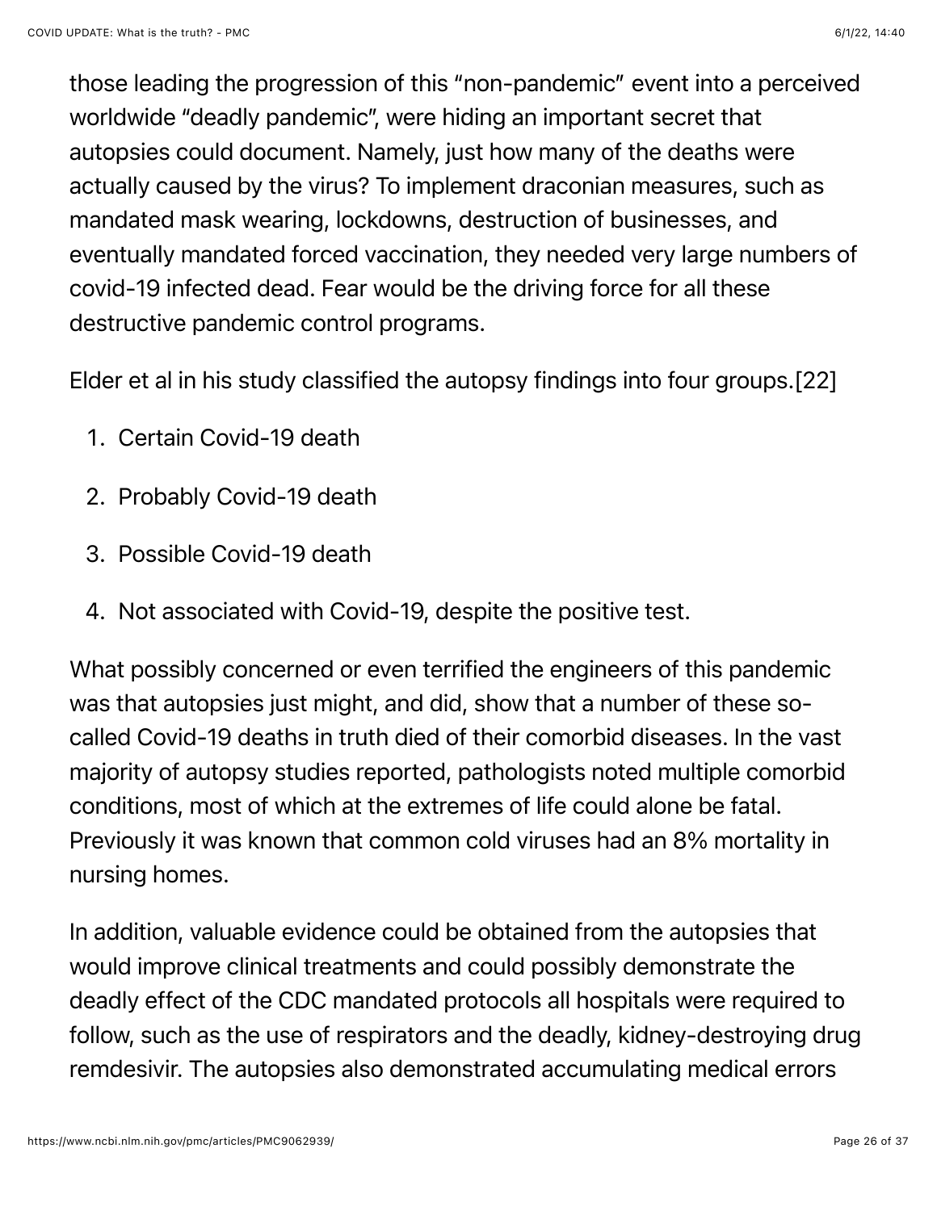those leading the progression of this "non-pandemic" event into a perceived worldwide "deadly pandemic", were hiding an important secret that autopsies could document. Namely, just how many of the deaths were actually caused by the virus? To implement draconian measures, such as mandated mask wearing, lockdowns, destruction of businesses, and eventually mandated forced vaccination, they needed very large numbers of covid-19 infected dead. Fear would be the driving force for all these destructive pandemic control programs.

Elder et al in his study classified the autopsy findings into four groups.[22]

1. Certain Covid-19 death
2. Probably Covid-19 death
3. Possible Covid-19 death
4. Not associated with Covid-19, despite the positive test.

What possibly concerned or even terrified the engineers of this pandemic was that autopsies just might, and did, show that a number of these so-called Covid-19 deaths in truth died of their comorbid diseases. In the vast majority of autopsy studies reported, pathologists noted multiple comorbid conditions, most of which at the extremes of life could alone be fatal. Previously it was known that common cold viruses had an 8% mortality in nursing homes.

In addition, valuable evidence could be obtained from the autopsies that would improve clinical treatments and could possibly demonstrate the deadly effect of the CDC mandated protocols all hospitals were required to follow, such as the use of respirators and the deadly, kidney-destroying drug remdesivir. The autopsies also demonstrated accumulating medical errors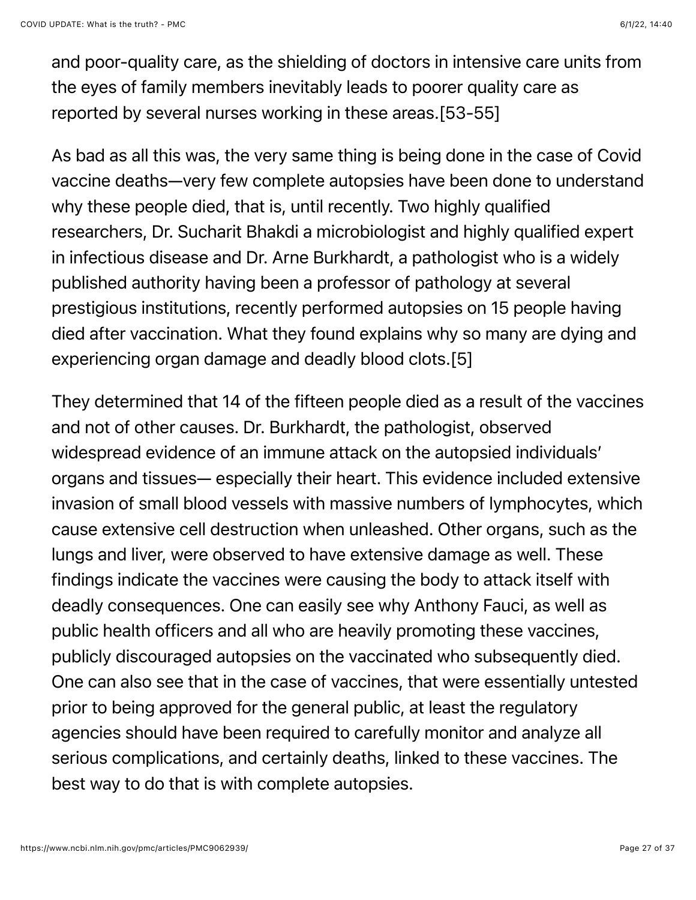and poor-quality care, as the shielding of doctors in intensive care units from the eyes of family members inevitably leads to poorer quality care as reported by several nurses working in these areas.[53-55]

As bad as all this was, the very same thing is being done in the case of Covid vaccine deaths—very few complete autopsies have been done to understand why these people died, that is, until recently. Two highly qualified researchers, Dr. Sucharit Bhakdi a microbiologist and highly qualified expert in infectious disease and Dr. Arne Burkhardt, a pathologist who is a widely published authority having been a professor of pathology at several prestigious institutions, recently performed autopsies on 15 people having died after vaccination. What they found explains why so many are dying and experiencing organ damage and deadly blood clots.[5]

They determined that 14 of the fifteen people died as a result of the vaccines and not of other causes. Dr. Burkhardt, the pathologist, observed widespread evidence of an immune attack on the autopsied individuals' organs and tissues— especially their heart. This evidence included extensive invasion of small blood vessels with massive numbers of lymphocytes, which cause extensive cell destruction when unleashed. Other organs, such as the lungs and liver, were observed to have extensive damage as well. These findings indicate the vaccines were causing the body to attack itself with deadly consequences. One can easily see why Anthony Fauci, as well as public health officers and all who are heavily promoting these vaccines, publicly discouraged autopsies on the vaccinated who subsequently died. One can also see that in the case of vaccines, that were essentially untested prior to being approved for the general public, at least the regulatory agencies should have been required to carefully monitor and analyze all serious complications, and certainly deaths, linked to these vaccines. The best way to do that is with complete autopsies.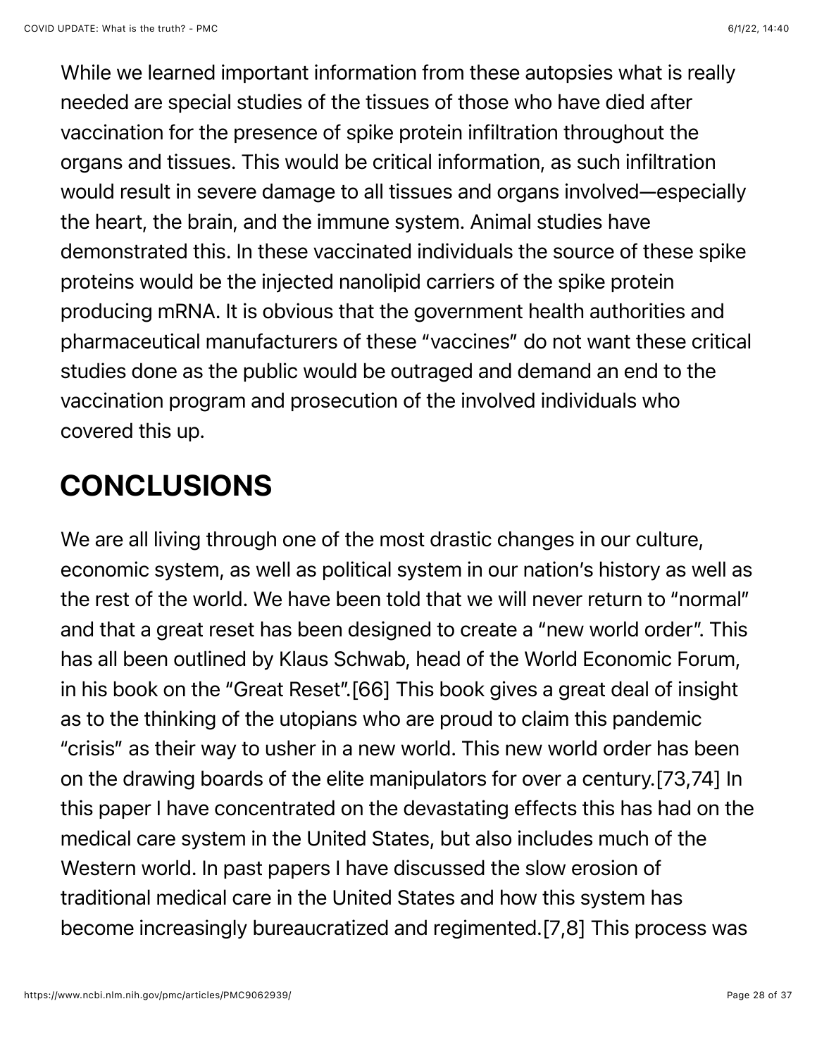While we learned important information from these autopsies what is really needed are special studies of the tissues of those who have died after vaccination for the presence of spike protein infiltration throughout the organs and tissues. This would be critical information, as such infiltration would result in severe damage to all tissues and organs involved—especially the heart, the brain, and the immune system. Animal studies have demonstrated this. In these vaccinated individuals the source of these spike proteins would be the injected nanolipid carriers of the spike protein producing mRNA. It is obvious that the government health authorities and pharmaceutical manufacturers of these "vaccines" do not want these critical studies done as the public would be outraged and demand an end to the vaccination program and prosecution of the involved individuals who covered this up.

## CONCLUSIONS

We are all living through one of the most drastic changes in our culture, economic system, as well as political system in our nation's history as well as the rest of the world. We have been told that we will never return to "normal" and that a great reset has been designed to create a "new world order". This has all been outlined by Klaus Schwab, head of the World Economic Forum, in his book on the "Great Reset".[66] This book gives a great deal of insight as to the thinking of the utopians who are proud to claim this pandemic "crisis" as their way to usher in a new world. This new world order has been on the drawing boards of the elite manipulators for over a century.[73,74] In this paper I have concentrated on the devastating effects this has had on the medical care system in the United States, but also includes much of the Western world. In past papers I have discussed the slow erosion of traditional medical care in the United States and how this system has become increasingly bureaucratized and regimented.[7,8] This process was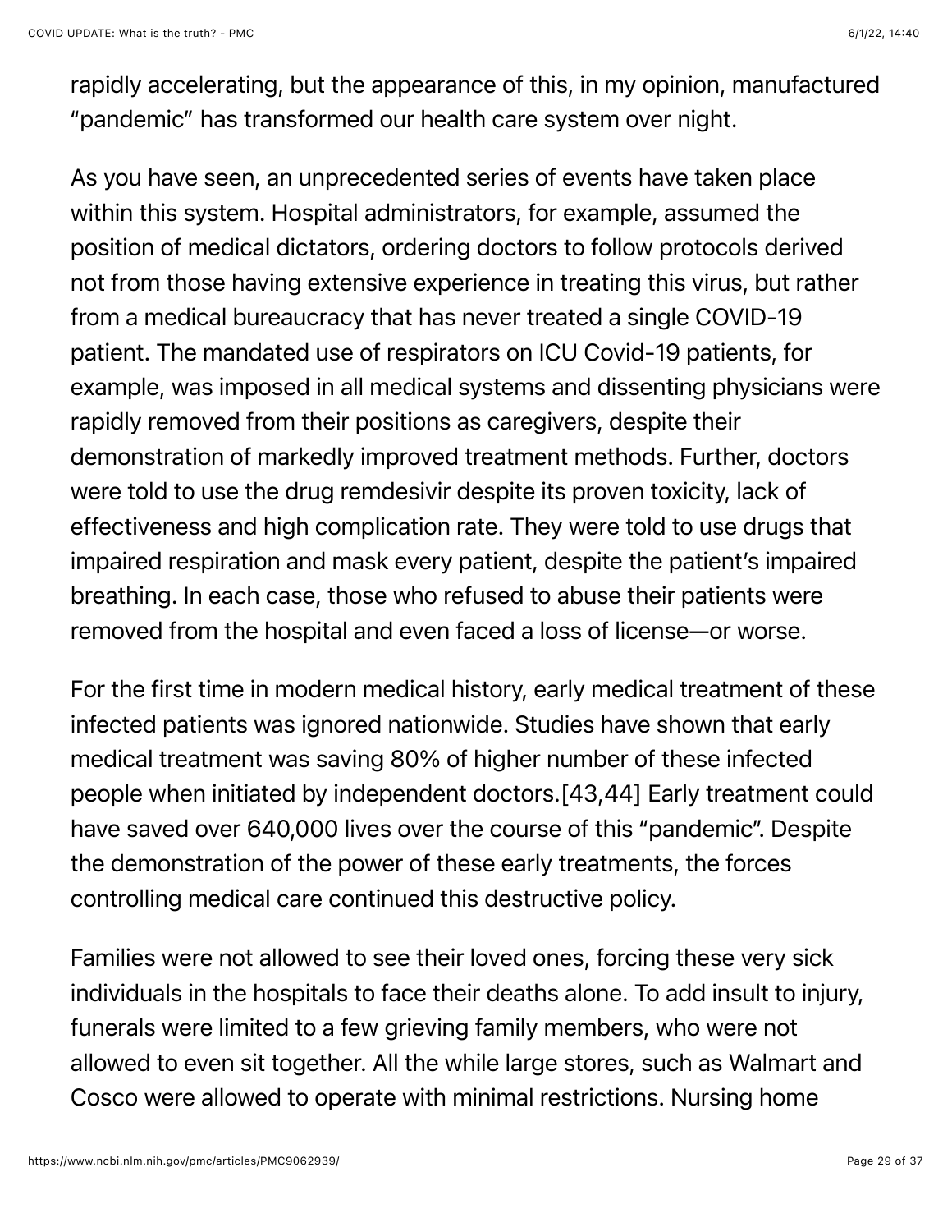rapidly accelerating, but the appearance of this, in my opinion, manufactured "pandemic" has transformed our health care system over night.

As you have seen, an unprecedented series of events have taken place within this system. Hospital administrators, for example, assumed the position of medical dictators, ordering doctors to follow protocols derived not from those having extensive experience in treating this virus, but rather from a medical bureaucracy that has never treated a single COVID-19 patient. The mandated use of respirators on ICU Covid-19 patients, for example, was imposed in all medical systems and dissenting physicians were rapidly removed from their positions as caregivers, despite their demonstration of markedly improved treatment methods. Further, doctors were told to use the drug remdesivir despite its proven toxicity, lack of effectiveness and high complication rate. They were told to use drugs that impaired respiration and mask every patient, despite the patient's impaired breathing. In each case, those who refused to abuse their patients were removed from the hospital and even faced a loss of license—or worse.

For the first time in modern medical history, early medical treatment of these infected patients was ignored nationwide. Studies have shown that early medical treatment was saving 80% of higher number of these infected people when initiated by independent doctors.[43,44] Early treatment could have saved over 640,000 lives over the course of this "pandemic". Despite the demonstration of the power of these early treatments, the forces controlling medical care continued this destructive policy.

Families were not allowed to see their loved ones, forcing these very sick individuals in the hospitals to face their deaths alone. To add insult to injury, funerals were limited to a few grieving family members, who were not allowed to even sit together. All the while large stores, such as Walmart and Cosco were allowed to operate with minimal restrictions. Nursing home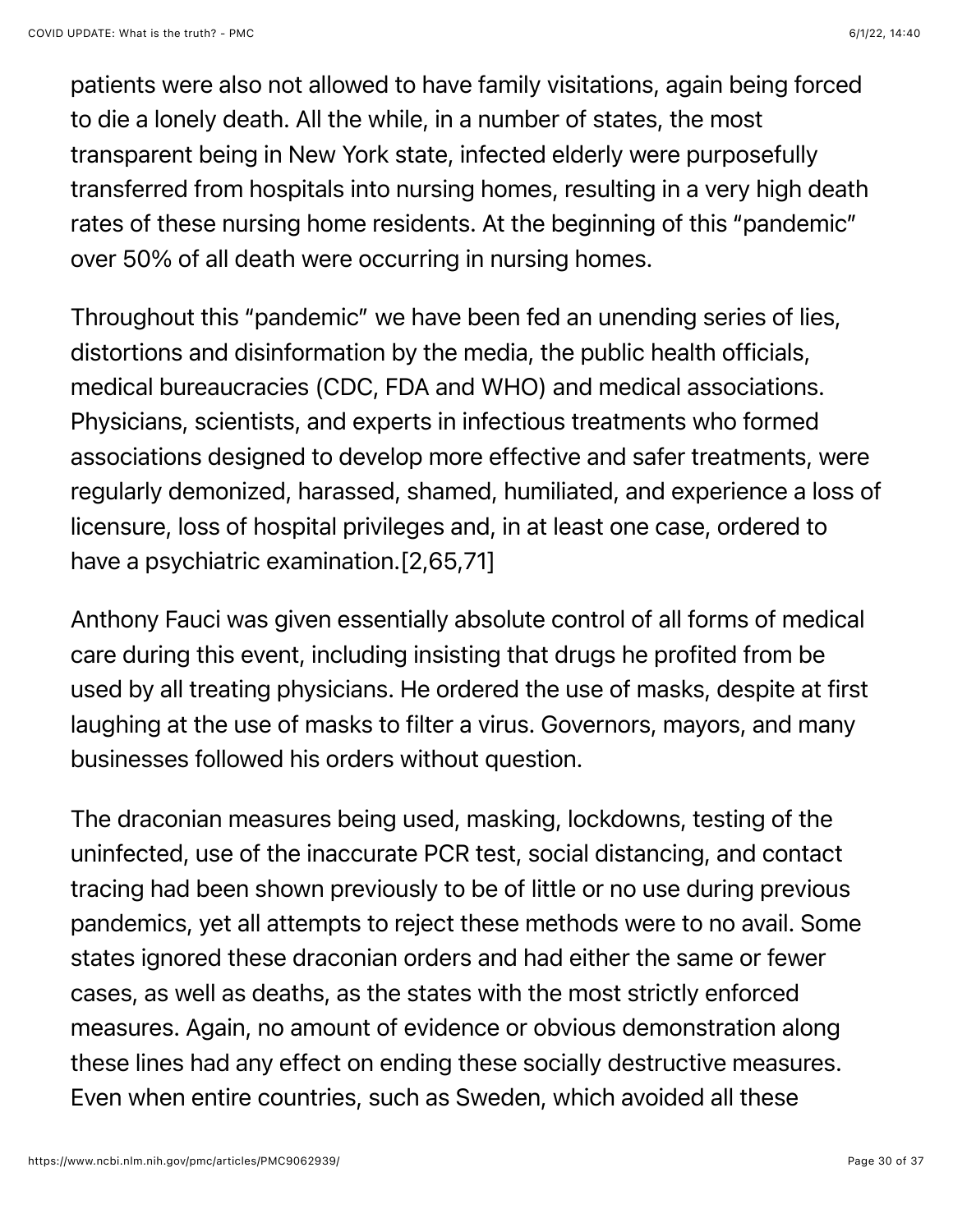patients were also not allowed to have family visitations, again being forced to die a lonely death. All the while, in a number of states, the most transparent being in New York state, infected elderly were purposefully transferred from hospitals into nursing homes, resulting in a very high death rates of these nursing home residents. At the beginning of this "pandemic" over 50% of all death were occurring in nursing homes.

Throughout this "pandemic" we have been fed an unending series of lies, distortions and disinformation by the media, the public health officials, medical bureaucracies (CDC, FDA and WHO) and medical associations. Physicians, scientists, and experts in infectious treatments who formed associations designed to develop more effective and safer treatments, were regularly demonized, harassed, shamed, humiliated, and experience a loss of licensure, loss of hospital privileges and, in at least one case, ordered to have a psychiatric examination.[2,65,71]

Anthony Fauci was given essentially absolute control of all forms of medical care during this event, including insisting that drugs he profited from be used by all treating physicians. He ordered the use of masks, despite at first laughing at the use of masks to filter a virus. Governors, mayors, and many businesses followed his orders without question.

The draconian measures being used, masking, lockdowns, testing of the uninfected, use of the inaccurate PCR test, social distancing, and contact tracing had been shown previously to be of little or no use during previous pandemics, yet all attempts to reject these methods were to no avail. Some states ignored these draconian orders and had either the same or fewer cases, as well as deaths, as the states with the most strictly enforced measures. Again, no amount of evidence or obvious demonstration along these lines had any effect on ending these socially destructive measures. Even when entire countries, such as Sweden, which avoided all these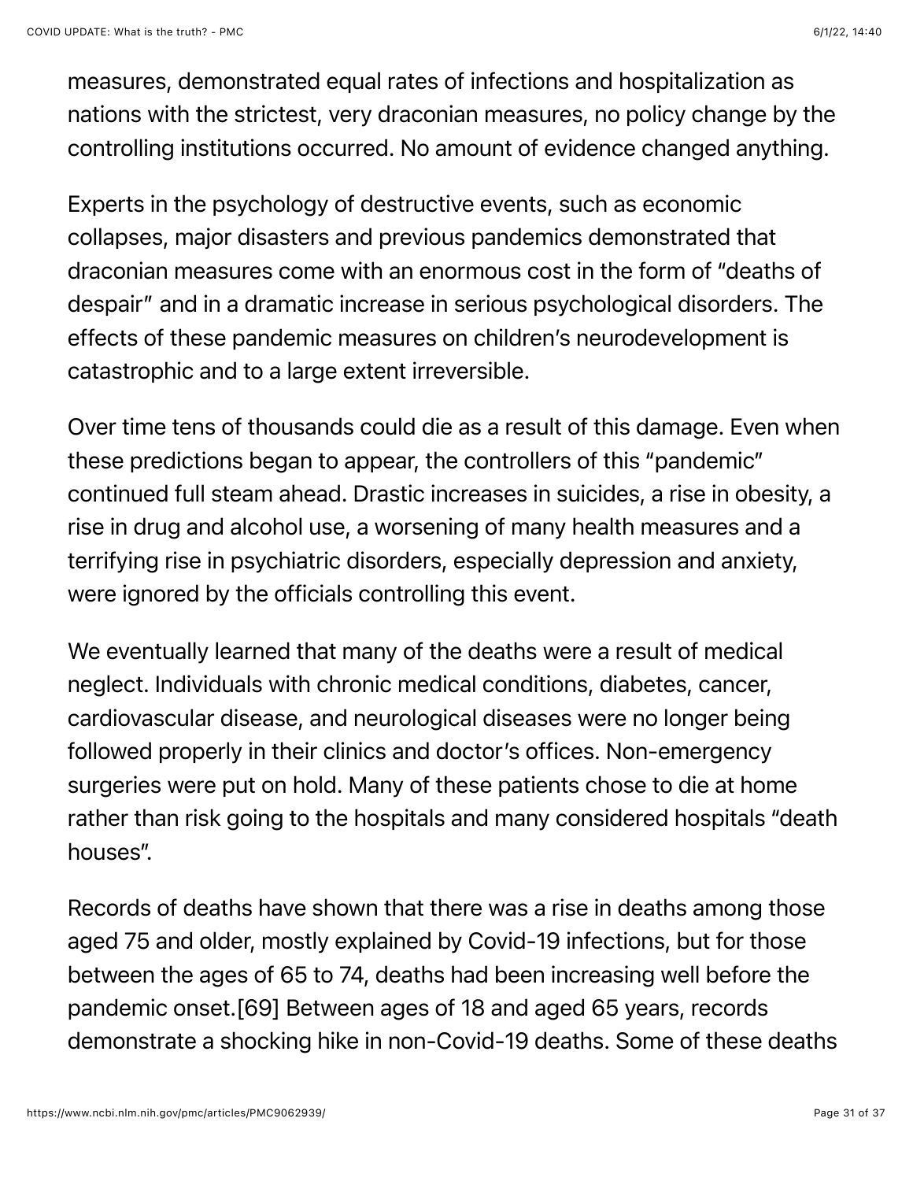measures, demonstrated equal rates of infections and hospitalization as nations with the strictest, very draconian measures, no policy change by the controlling institutions occurred. No amount of evidence changed anything.

Experts in the psychology of destructive events, such as economic collapses, major disasters and previous pandemics demonstrated that draconian measures come with an enormous cost in the form of "deaths of despair" and in a dramatic increase in serious psychological disorders. The effects of these pandemic measures on children's neurodevelopment is catastrophic and to a large extent irreversible.

Over time tens of thousands could die as a result of this damage. Even when these predictions began to appear, the controllers of this "pandemic" continued full steam ahead. Drastic increases in suicides, a rise in obesity, a rise in drug and alcohol use, a worsening of many health measures and a terrifying rise in psychiatric disorders, especially depression and anxiety, were ignored by the officials controlling this event.

We eventually learned that many of the deaths were a result of medical neglect. Individuals with chronic medical conditions, diabetes, cancer, cardiovascular disease, and neurological diseases were no longer being followed properly in their clinics and doctor's offices. Non-emergency surgeries were put on hold. Many of these patients chose to die at home rather than risk going to the hospitals and many considered hospitals "death houses".

Records of deaths have shown that there was a rise in deaths among those aged 75 and older, mostly explained by Covid-19 infections, but for those between the ages of 65 to 74, deaths had been increasing well before the pandemic onset.[69] Between ages of 18 and aged 65 years, records demonstrate a shocking hike in non-Covid-19 deaths. Some of these deaths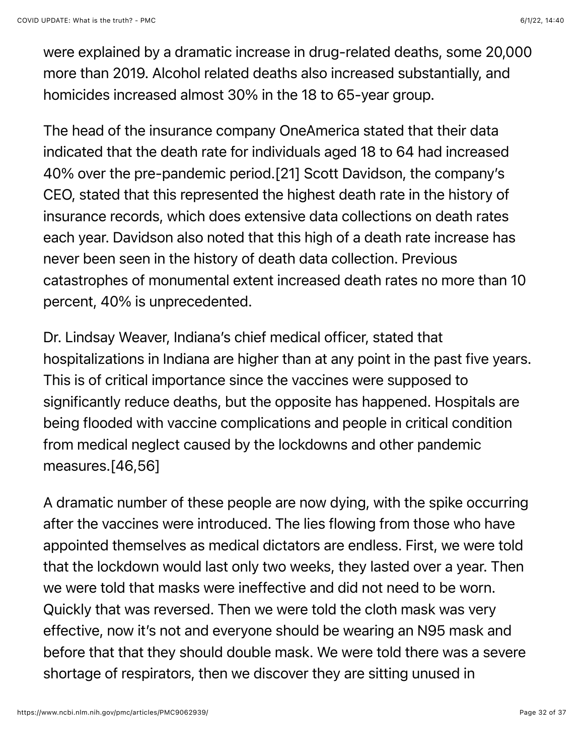were explained by a dramatic increase in drug-related deaths, some 20,000 more than 2019. Alcohol related deaths also increased substantially, and homicides increased almost 30% in the 18 to 65-year group.

The head of the insurance company OneAmerica stated that their data indicated that the death rate for individuals aged 18 to 64 had increased 40% over the pre-pandemic period.[21] Scott Davidson, the company's CEO, stated that this represented the highest death rate in the history of insurance records, which does extensive data collections on death rates each year. Davidson also noted that this high of a death rate increase has never been seen in the history of death data collection. Previous catastrophes of monumental extent increased death rates no more than 10 percent, 40% is unprecedented.

Dr. Lindsay Weaver, Indiana's chief medical officer, stated that hospitalizations in Indiana are higher than at any point in the past five years. This is of critical importance since the vaccines were supposed to significantly reduce deaths, but the opposite has happened. Hospitals are being flooded with vaccine complications and people in critical condition from medical neglect caused by the lockdowns and other pandemic measures.[46,56]

A dramatic number of these people are now dying, with the spike occurring after the vaccines were introduced. The lies flowing from those who have appointed themselves as medical dictators are endless. First, we were told that the lockdown would last only two weeks, they lasted over a year. Then we were told that masks were ineffective and did not need to be worn. Quickly that was reversed. Then we were told the cloth mask was very effective, now it's not and everyone should be wearing an N95 mask and before that that they should double mask. We were told there was a severe shortage of respirators, then we discover they are sitting unused in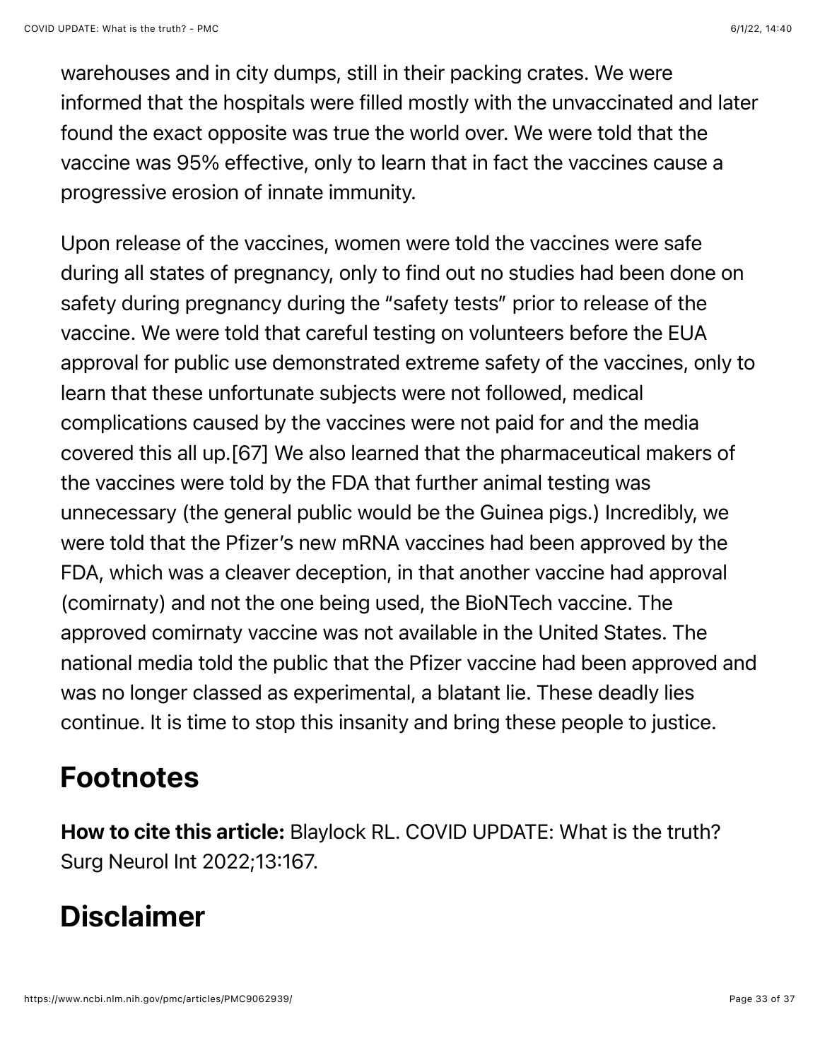warehouses and in city dumps, still in their packing crates. We were informed that the hospitals were filled mostly with the unvaccinated and later found the exact opposite was true the world over. We were told that the vaccine was 95% effective, only to learn that in fact the vaccines cause a progressive erosion of innate immunity.

Upon release of the vaccines, women were told the vaccines were safe during all states of pregnancy, only to find out no studies had been done on safety during pregnancy during the "safety tests" prior to release of the vaccine. We were told that careful testing on volunteers before the EUA approval for public use demonstrated extreme safety of the vaccines, only to learn that these unfortunate subjects were not followed, medical complications caused by the vaccines were not paid for and the media covered this all up.[67] We also learned that the pharmaceutical makers of the vaccines were told by the FDA that further animal testing was unnecessary (the general public would be the Guinea pigs.) Incredibly, we were told that the Pfizer's new mRNA vaccines had been approved by the FDA, which was a cleaver deception, in that another vaccine had approval (comirnaty) and not the one being used, the BioNTech vaccine. The approved comirnaty vaccine was not available in the United States. The national media told the public that the Pfizer vaccine had been approved and was no longer classed as experimental, a blatant lie. These deadly lies continue. It is time to stop this insanity and bring these people to justice.

## Footnotes

**How to cite this article:** Blaylock RL. COVID UPDATE: What is the truth? Surg Neurol Int 2022;13:167.

## Disclaimer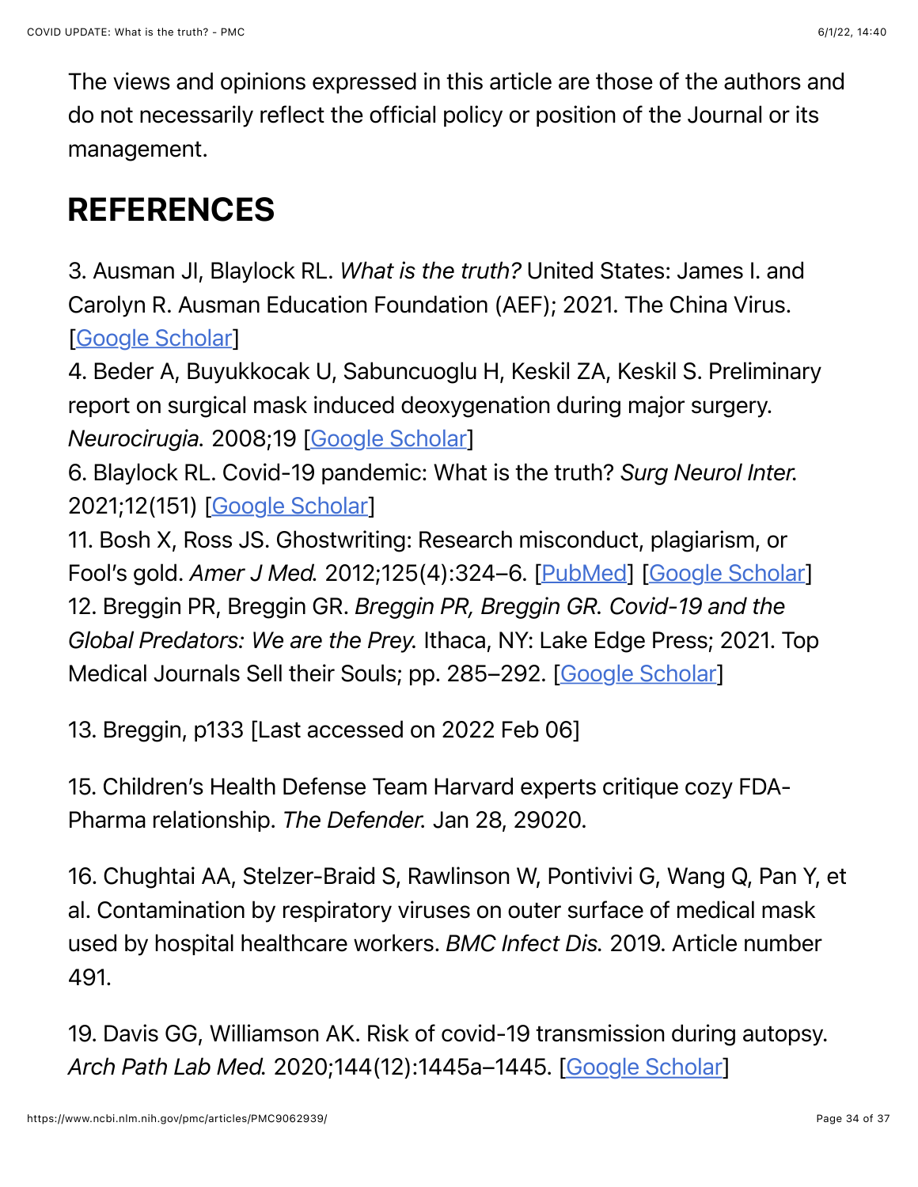The views and opinions expressed in this article are those of the authors and do not necessarily reflect the official policy or position of the Journal or its management.

## REFERENCES

3. Ausman JI, Blaylock RL. *What is the truth?* United States: James I. and Carolyn R. Ausman Education Foundation (AEF); 2021. The China Virus. [Google Scholar]
4. Beder A, Buyukkocak U, Sabuncuoglu H, Keskil ZA, Keskil S. Preliminary report on surgical mask induced deoxygenation during major surgery. *Neurocirugia.* 2008;19 [Google Scholar]
6. Blaylock RL. Covid-19 pandemic: What is the truth? *Surg Neurol Inter.* 2021;12(151) [Google Scholar]
11. Bosh X, Ross JS. Ghostwriting: Research misconduct, plagiarism, or Fool's gold. *Amer J Med.* 2012;125(4):324–6. [PubMed] [Google Scholar]
12. Breggin PR, Breggin GR. *Breggin PR, Breggin GR. Covid-19 and the Global Predators: We are the Prey.* Ithaca, NY: Lake Edge Press; 2021. Top Medical Journals Sell their Souls; pp. 285–292. [Google Scholar]

13. Breggin, p133 [Last accessed on 2022 Feb 06]

15. Children's Health Defense Team Harvard experts critique cozy FDA-Pharma relationship. *The Defender.* Jan 28, 29020.

16. Chughtai AA, Stelzer-Braid S, Rawlinson W, Pontivivi G, Wang Q, Pan Y, et al. Contamination by respiratory viruses on outer surface of medical mask used by hospital healthcare workers. *BMC Infect Dis.* 2019. Article number 491.

19. Davis GG, Williamson AK. Risk of covid-19 transmission during autopsy. *Arch Path Lab Med.* 2020;144(12):1445a–1445. [Google Scholar]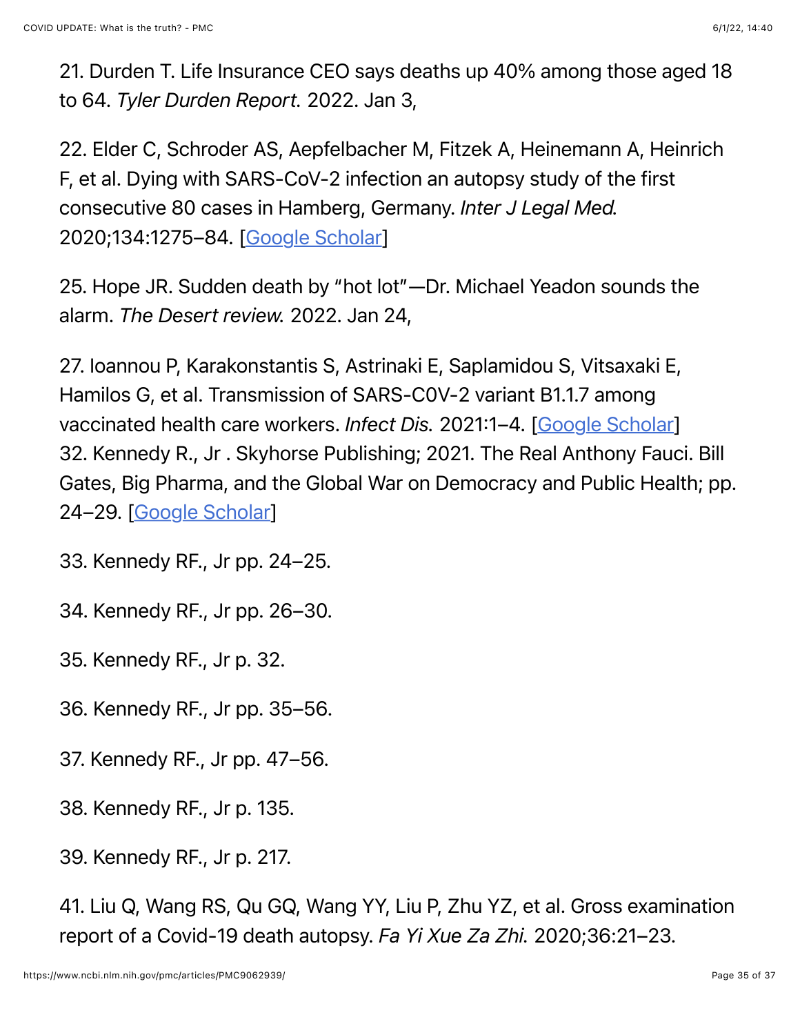21. Durden T. Life Insurance CEO says deaths up 40% among those aged 18 to 64. *Tyler Durden Report.* 2022. Jan 3,

22. Elder C, Schroder AS, Aepfelbacher M, Fitzek A, Heinemann A, Heinrich F, et al. Dying with SARS-CoV-2 infection an autopsy study of the first consecutive 80 cases in Hamberg, Germany. *Inter J Legal Med.* 2020;134:1275–84. [Google Scholar]

25. Hope JR. Sudden death by "hot lot"—Dr. Michael Yeadon sounds the alarm. *The Desert review.* 2022. Jan 24,

27. Ioannou P, Karakonstantis S, Astrinaki E, Saplamidou S, Vitsaxaki E, Hamilos G, et al. Transmission of SARS-C0V-2 variant B1.1.7 among vaccinated health care workers. *Infect Dis.* 2021:1–4. [Google Scholar]
32. Kennedy R., Jr . Skyhorse Publishing; 2021. The Real Anthony Fauci. Bill Gates, Big Pharma, and the Global War on Democracy and Public Health; pp. 24–29. [Google Scholar]

33. Kennedy RF., Jr pp. 24–25.

34. Kennedy RF., Jr pp. 26–30.

35. Kennedy RF., Jr p. 32.

36. Kennedy RF., Jr pp. 35–56.

37. Kennedy RF., Jr pp. 47–56.

38. Kennedy RF., Jr p. 135.

39. Kennedy RF., Jr p. 217.

41. Liu Q, Wang RS, Qu GQ, Wang YY, Liu P, Zhu YZ, et al. Gross examination report of a Covid-19 death autopsy. *Fa Yi Xue Za Zhi.* 2020;36:21–23.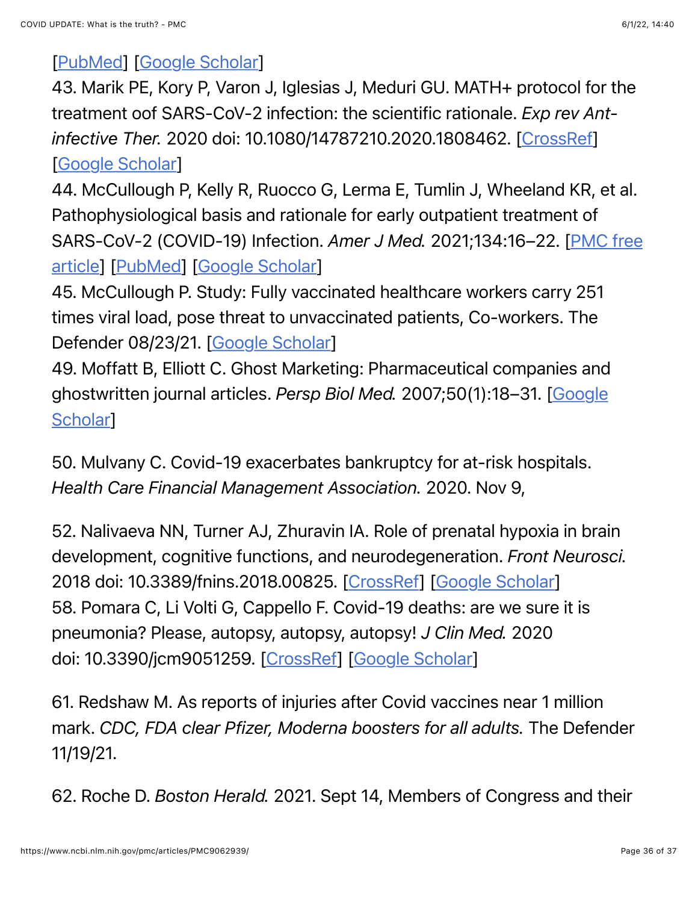[PubMed] [Google Scholar]

43. Marik PE, Kory P, Varon J, Iglesias J, Meduri GU. MATH+ protocol for the treatment oof SARS-CoV-2 infection: the scientific rationale. *Exp rev Ant-infective Ther.* 2020 doi: 10.1080/14787210.2020.1808462. [CrossRef] [Google Scholar]

44. McCullough P, Kelly R, Ruocco G, Lerma E, Tumlin J, Wheeland KR, et al. Pathophysiological basis and rationale for early outpatient treatment of SARS-CoV-2 (COVID-19) Infection. *Amer J Med.* 2021;134:16–22. [PMC free article] [PubMed] [Google Scholar]

45. McCullough P. Study: Fully vaccinated healthcare workers carry 251 times viral load, pose threat to unvaccinated patients, Co-workers. The Defender 08/23/21. [Google Scholar]

49. Moffatt B, Elliott C. Ghost Marketing: Pharmaceutical companies and ghostwritten journal articles. *Persp Biol Med.* 2007;50(1):18–31. [Google Scholar]

50. Mulvany C. Covid-19 exacerbates bankruptcy for at-risk hospitals. *Health Care Financial Management Association.* 2020. Nov 9,

52. Nalivaeva NN, Turner AJ, Zhuravin IA. Role of prenatal hypoxia in brain development, cognitive functions, and neurodegeneration. *Front Neurosci.* 2018 doi: 10.3389/fnins.2018.00825. [CrossRef] [Google Scholar]

58. Pomara C, Li Volti G, Cappello F. Covid-19 deaths: are we sure it is pneumonia? Please, autopsy, autopsy, autopsy! *J Clin Med.* 2020 doi: 10.3390/jcm9051259. [CrossRef] [Google Scholar]

61. Redshaw M. As reports of injuries after Covid vaccines near 1 million mark. *CDC, FDA clear Pfizer, Moderna boosters for all adults.* The Defender 11/19/21.

62. Roche D. *Boston Herald.* 2021. Sept 14, Members of Congress and their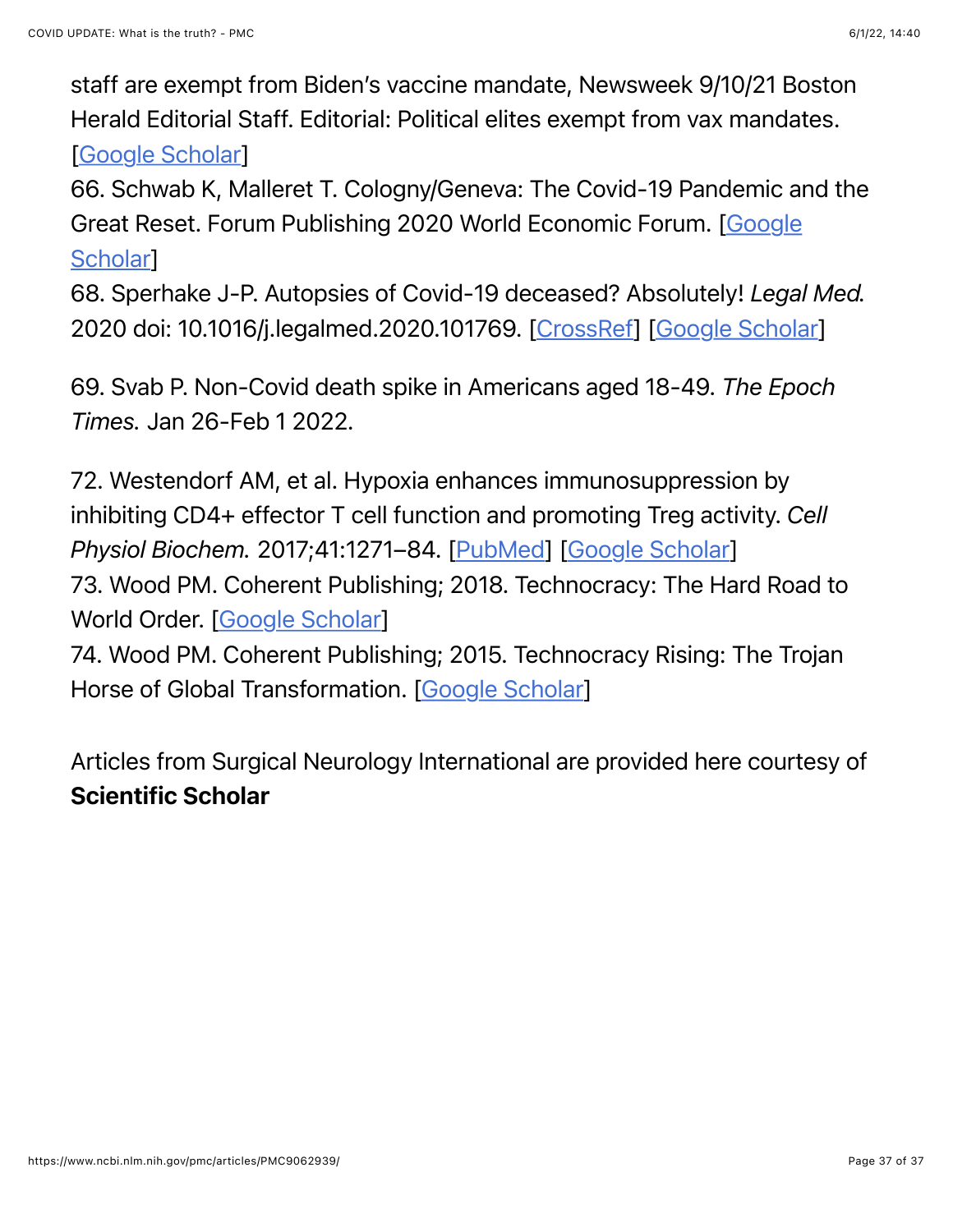staff are exempt from Biden's vaccine mandate, Newsweek 9/10/21 Boston Herald Editorial Staff. Editorial: Political elites exempt from vax mandates. [Google Scholar]

66. Schwab K, Malleret T. Cologny/Geneva: The Covid-19 Pandemic and the Great Reset. Forum Publishing 2020 World Economic Forum. [Google Scholar]

68. Sperhake J-P. Autopsies of Covid-19 deceased? Absolutely! *Legal Med.* 2020 doi: 10.1016/j.legalmed.2020.101769. [CrossRef] [Google Scholar]

69. Svab P. Non-Covid death spike in Americans aged 18-49. *The Epoch Times.* Jan 26-Feb 1 2022.

72. Westendorf AM, et al. Hypoxia enhances immunosuppression by inhibiting CD4+ effector T cell function and promoting Treg activity. *Cell Physiol Biochem.* 2017;41:1271–84. [PubMed] [Google Scholar]

73. Wood PM. Coherent Publishing; 2018. Technocracy: The Hard Road to World Order. [Google Scholar]

74. Wood PM. Coherent Publishing; 2015. Technocracy Rising: The Trojan Horse of Global Transformation. [Google Scholar]

Articles from Surgical Neurology International are provided here courtesy of **Scientific Scholar**